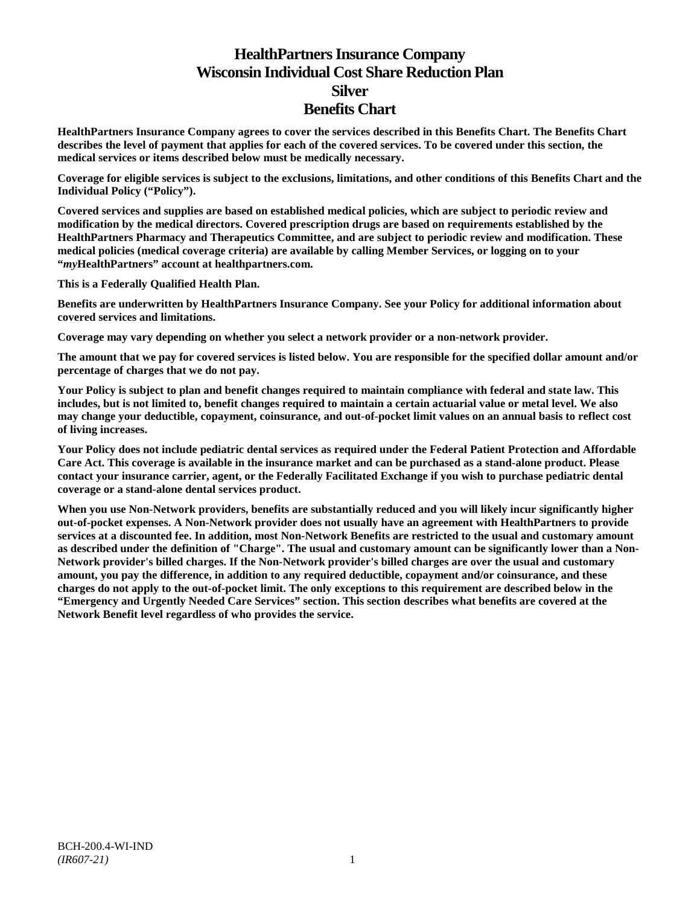# HealthPartners Insurance Company
# Wisconsin Individual Cost Share Reduction Plan
# Silver
# Benefits Chart

**HealthPartners Insurance Company agrees to cover the services described in this Benefits Chart. The Benefits Chart describes the level of payment that applies for each of the covered services. To be covered under this section, the medical services or items described below must be medically necessary.**

**Coverage for eligible services is subject to the exclusions, limitations, and other conditions of this Benefits Chart and the Individual Policy ("Policy").**

**Covered services and supplies are based on established medical policies, which are subject to periodic review and modification by the medical directors. Covered prescription drugs are based on requirements established by the HealthPartners Pharmacy and Therapeutics Committee, and are subject to periodic review and modification. These medical policies (medical coverage criteria) are available by calling Member Services, or logging on to your "*my*HealthPartners" account at healthpartners.com.**

**This is a Federally Qualified Health Plan.**

**Benefits are underwritten by HealthPartners Insurance Company. See your Policy for additional information about covered services and limitations.**

**Coverage may vary depending on whether you select a network provider or a non-network provider.**

**The amount that we pay for covered services is listed below. You are responsible for the specified dollar amount and/or percentage of charges that we do not pay.**

**Your Policy is subject to plan and benefit changes required to maintain compliance with federal and state law. This includes, but is not limited to, benefit changes required to maintain a certain actuarial value or metal level. We also may change your deductible, copayment, coinsurance, and out-of-pocket limit values on an annual basis to reflect cost of living increases.**

**Your Policy does not include pediatric dental services as required under the Federal Patient Protection and Affordable Care Act. This coverage is available in the insurance market and can be purchased as a stand-alone product. Please contact your insurance carrier, agent, or the Federally Facilitated Exchange if you wish to purchase pediatric dental coverage or a stand-alone dental services product.**

**When you use Non-Network providers, benefits are substantially reduced and you will likely incur significantly higher out-of-pocket expenses. A Non-Network provider does not usually have an agreement with HealthPartners to provide services at a discounted fee. In addition, most Non-Network Benefits are restricted to the usual and customary amount as described under the definition of "Charge". The usual and customary amount can be significantly lower than a Non-Network provider's billed charges. If the Non-Network provider's billed charges are over the usual and customary amount, you pay the difference, in addition to any required deductible, copayment and/or coinsurance, and these charges do not apply to the out-of-pocket limit. The only exceptions to this requirement are described below in the "Emergency and Urgently Needed Care Services" section. This section describes what benefits are covered at the Network Benefit level regardless of who provides the service.**

BCH-200.4-WI-IND
*(IR607-21)*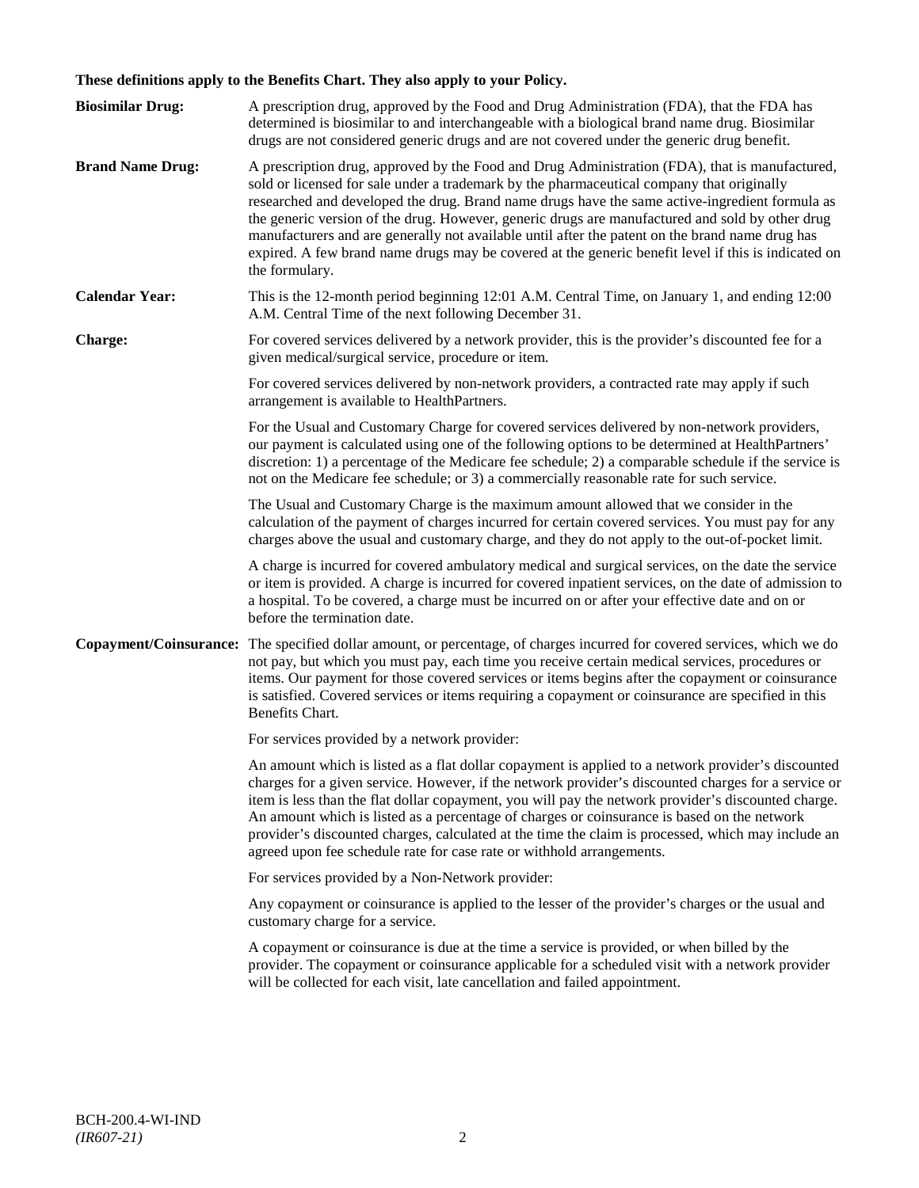**These definitions apply to the Benefits Chart. They also apply to your Policy.**

**Biosimilar Drug:** A prescription drug, approved by the Food and Drug Administration (FDA), that the FDA has determined is biosimilar to and interchangeable with a biological brand name drug. Biosimilar drugs are not considered generic drugs and are not covered under the generic drug benefit.

**Brand Name Drug:** A prescription drug, approved by the Food and Drug Administration (FDA), that is manufactured, sold or licensed for sale under a trademark by the pharmaceutical company that originally researched and developed the drug. Brand name drugs have the same active-ingredient formula as the generic version of the drug. However, generic drugs are manufactured and sold by other drug manufacturers and are generally not available until after the patent on the brand name drug has expired. A few brand name drugs may be covered at the generic benefit level if this is indicated on the formulary.

**Calendar Year:** This is the 12-month period beginning 12:01 A.M. Central Time, on January 1, and ending 12:00 A.M. Central Time of the next following December 31.

**Charge:** For covered services delivered by a network provider, this is the provider's discounted fee for a given medical/surgical service, procedure or item.

For covered services delivered by non-network providers, a contracted rate may apply if such arrangement is available to HealthPartners.

For the Usual and Customary Charge for covered services delivered by non-network providers, our payment is calculated using one of the following options to be determined at HealthPartners' discretion: 1) a percentage of the Medicare fee schedule; 2) a comparable schedule if the service is not on the Medicare fee schedule; or 3) a commercially reasonable rate for such service.

The Usual and Customary Charge is the maximum amount allowed that we consider in the calculation of the payment of charges incurred for certain covered services. You must pay for any charges above the usual and customary charge, and they do not apply to the out-of-pocket limit.

A charge is incurred for covered ambulatory medical and surgical services, on the date the service or item is provided. A charge is incurred for covered inpatient services, on the date of admission to a hospital. To be covered, a charge must be incurred on or after your effective date and on or before the termination date.

**Copayment/Coinsurance:** The specified dollar amount, or percentage, of charges incurred for covered services, which we do not pay, but which you must pay, each time you receive certain medical services, procedures or items. Our payment for those covered services or items begins after the copayment or coinsurance is satisfied. Covered services or items requiring a copayment or coinsurance are specified in this Benefits Chart.

For services provided by a network provider:

An amount which is listed as a flat dollar copayment is applied to a network provider's discounted charges for a given service. However, if the network provider's discounted charges for a service or item is less than the flat dollar copayment, you will pay the network provider's discounted charge. An amount which is listed as a percentage of charges or coinsurance is based on the network provider's discounted charges, calculated at the time the claim is processed, which may include an agreed upon fee schedule rate for case rate or withhold arrangements.

For services provided by a Non-Network provider:

Any copayment or coinsurance is applied to the lesser of the provider's charges or the usual and customary charge for a service.

A copayment or coinsurance is due at the time a service is provided, or when billed by the provider. The copayment or coinsurance applicable for a scheduled visit with a network provider will be collected for each visit, late cancellation and failed appointment.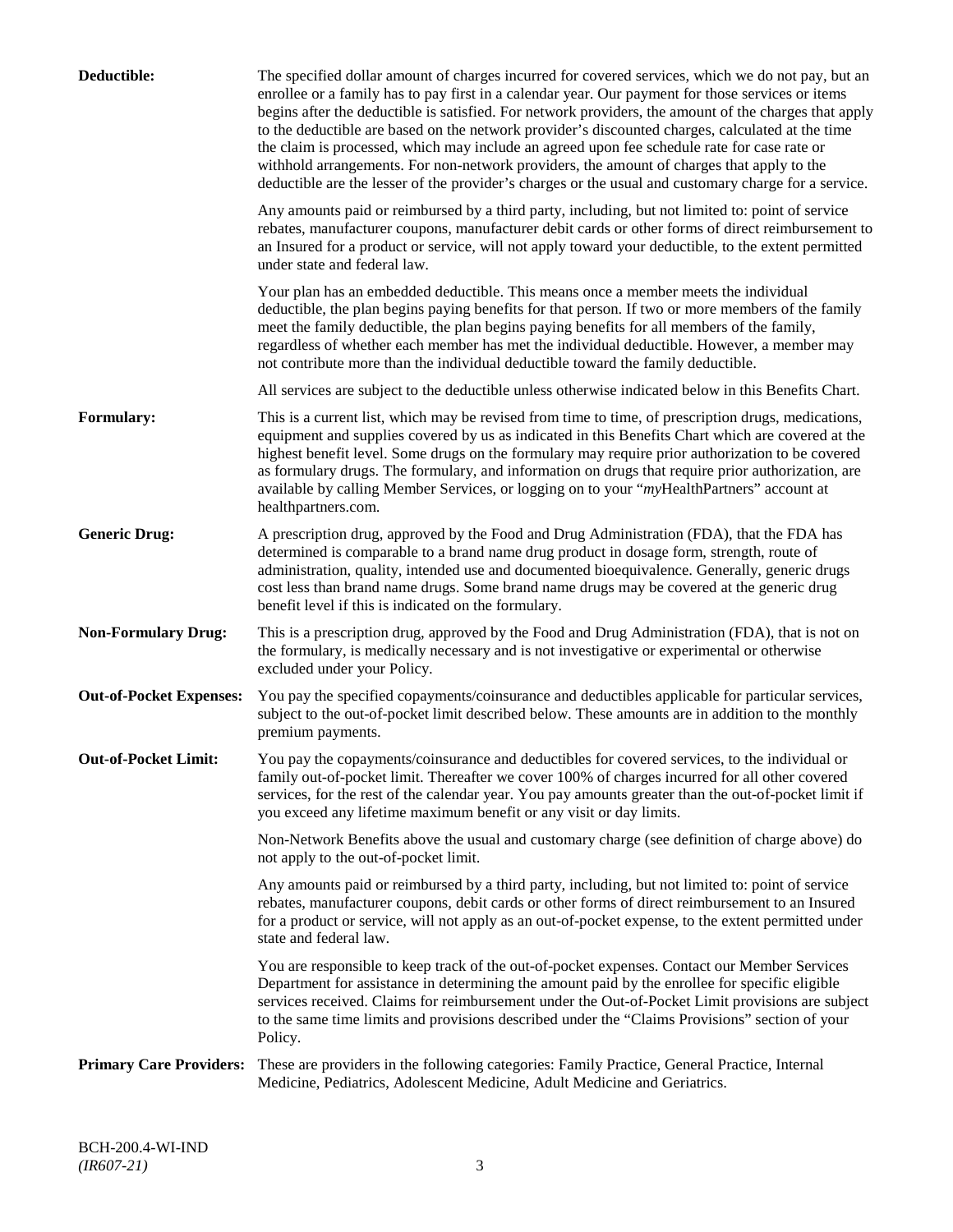**Deductible:** The specified dollar amount of charges incurred for covered services, which we do not pay, but an enrollee or a family has to pay first in a calendar year. Our payment for those services or items begins after the deductible is satisfied. For network providers, the amount of the charges that apply to the deductible are based on the network provider's discounted charges, calculated at the time the claim is processed, which may include an agreed upon fee schedule rate for case rate or withhold arrangements. For non-network providers, the amount of charges that apply to the deductible are the lesser of the provider's charges or the usual and customary charge for a service.

Any amounts paid or reimbursed by a third party, including, but not limited to: point of service rebates, manufacturer coupons, manufacturer debit cards or other forms of direct reimbursement to an Insured for a product or service, will not apply toward your deductible, to the extent permitted under state and federal law.

Your plan has an embedded deductible. This means once a member meets the individual deductible, the plan begins paying benefits for that person. If two or more members of the family meet the family deductible, the plan begins paying benefits for all members of the family, regardless of whether each member has met the individual deductible. However, a member may not contribute more than the individual deductible toward the family deductible.

All services are subject to the deductible unless otherwise indicated below in this Benefits Chart.

**Formulary:** This is a current list, which may be revised from time to time, of prescription drugs, medications, equipment and supplies covered by us as indicated in this Benefits Chart which are covered at the highest benefit level. Some drugs on the formulary may require prior authorization to be covered as formulary drugs. The formulary, and information on drugs that require prior authorization, are available by calling Member Services, or logging on to your "*my*HealthPartners" account at healthpartners.com.

**Generic Drug:** A prescription drug, approved by the Food and Drug Administration (FDA), that the FDA has determined is comparable to a brand name drug product in dosage form, strength, route of administration, quality, intended use and documented bioequivalence. Generally, generic drugs cost less than brand name drugs. Some brand name drugs may be covered at the generic drug benefit level if this is indicated on the formulary.

**Non-Formulary Drug:** This is a prescription drug, approved by the Food and Drug Administration (FDA), that is not on the formulary, is medically necessary and is not investigative or experimental or otherwise excluded under your Policy.

**Out-of-Pocket Expenses:** You pay the specified copayments/coinsurance and deductibles applicable for particular services, subject to the out-of-pocket limit described below. These amounts are in addition to the monthly premium payments.

**Out-of-Pocket Limit:** You pay the copayments/coinsurance and deductibles for covered services, to the individual or family out-of-pocket limit. Thereafter we cover 100% of charges incurred for all other covered services, for the rest of the calendar year. You pay amounts greater than the out-of-pocket limit if you exceed any lifetime maximum benefit or any visit or day limits.

Non-Network Benefits above the usual and customary charge (see definition of charge above) do not apply to the out-of-pocket limit.

Any amounts paid or reimbursed by a third party, including, but not limited to: point of service rebates, manufacturer coupons, debit cards or other forms of direct reimbursement to an Insured for a product or service, will not apply as an out-of-pocket expense, to the extent permitted under state and federal law.

You are responsible to keep track of the out-of-pocket expenses. Contact our Member Services Department for assistance in determining the amount paid by the enrollee for specific eligible services received. Claims for reimbursement under the Out-of-Pocket Limit provisions are subject to the same time limits and provisions described under the "Claims Provisions" section of your Policy.

**Primary Care Providers:** These are providers in the following categories: Family Practice, General Practice, Internal Medicine, Pediatrics, Adolescent Medicine, Adult Medicine and Geriatrics.

BCH-200.4-WI-IND
*(IR607-21)*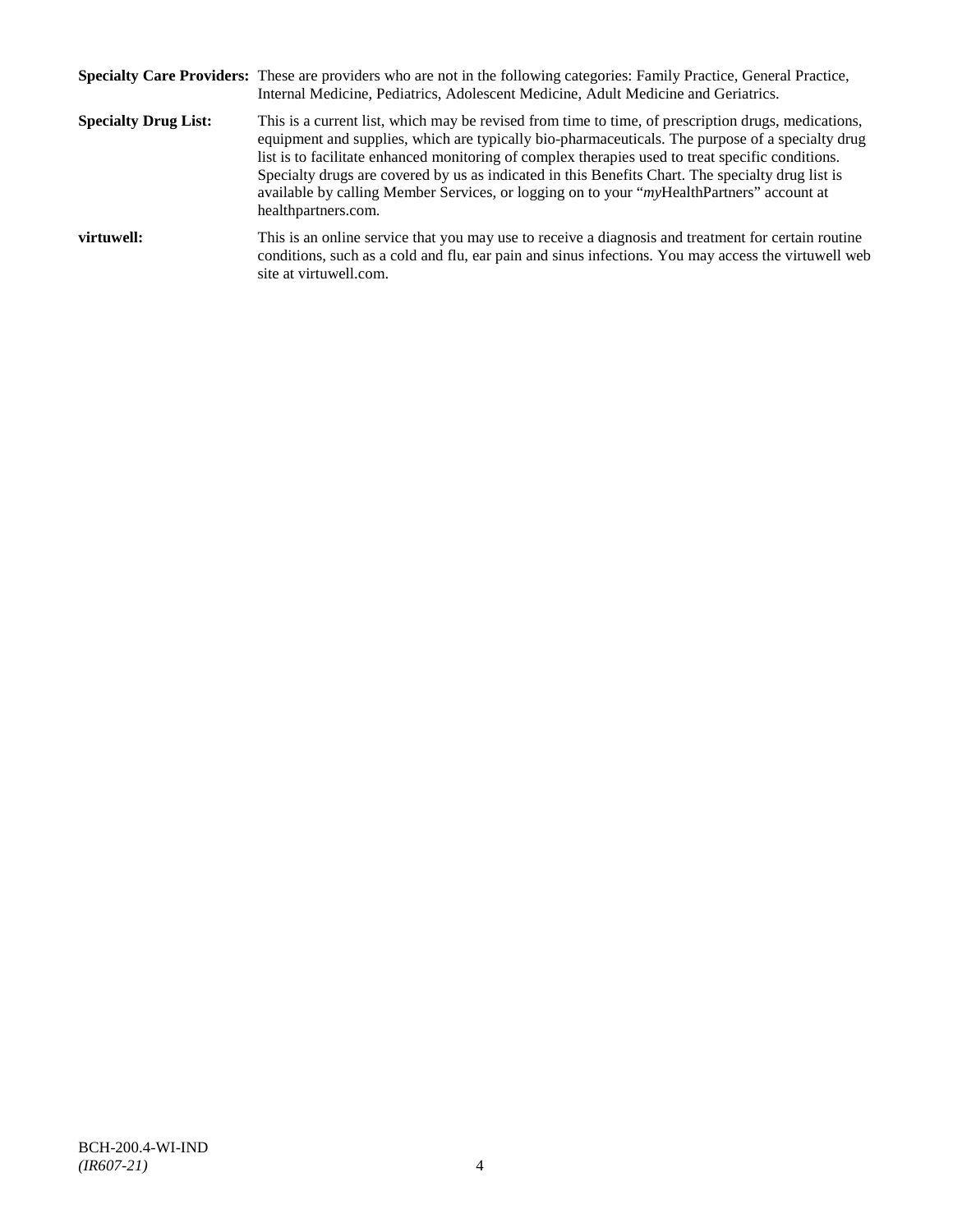**Specialty Care Providers:** These are providers who are not in the following categories: Family Practice, General Practice, Internal Medicine, Pediatrics, Adolescent Medicine, Adult Medicine and Geriatrics.

**Specialty Drug List:** This is a current list, which may be revised from time to time, of prescription drugs, medications, equipment and supplies, which are typically bio-pharmaceuticals. The purpose of a specialty drug list is to facilitate enhanced monitoring of complex therapies used to treat specific conditions. Specialty drugs are covered by us as indicated in this Benefits Chart. The specialty drug list is available by calling Member Services, or logging on to your "*my*HealthPartners" account at healthpartners.com.

**virtuwell:** This is an online service that you may use to receive a diagnosis and treatment for certain routine conditions, such as a cold and flu, ear pain and sinus infections. You may access the virtuwell web site at virtuwell.com.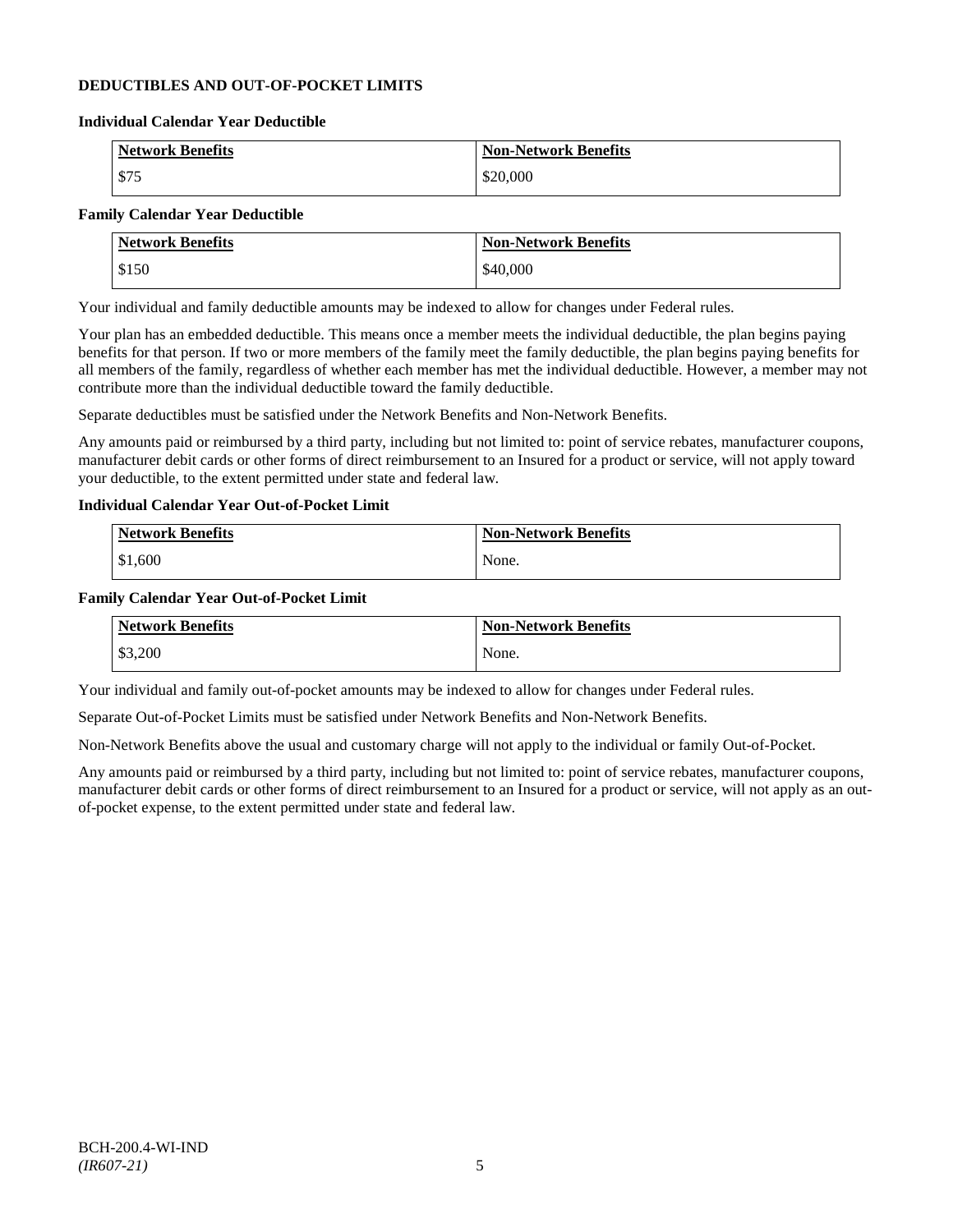## DEDUCTIBLES AND OUT-OF-POCKET LIMITS

### Individual Calendar Year Deductible

| Network Benefits | Non-Network Benefits |
| --- | --- |
| $75 | $20,000 |

### Family Calendar Year Deductible

| Network Benefits | Non-Network Benefits |
| --- | --- |
| $150 | $40,000 |

Your individual and family deductible amounts may be indexed to allow for changes under Federal rules.

Your plan has an embedded deductible. This means once a member meets the individual deductible, the plan begins paying benefits for that person. If two or more members of the family meet the family deductible, the plan begins paying benefits for all members of the family, regardless of whether each member has met the individual deductible. However, a member may not contribute more than the individual deductible toward the family deductible.

Separate deductibles must be satisfied under the Network Benefits and Non-Network Benefits.

Any amounts paid or reimbursed by a third party, including but not limited to: point of service rebates, manufacturer coupons, manufacturer debit cards or other forms of direct reimbursement to an Insured for a product or service, will not apply toward your deductible, to the extent permitted under state and federal law.

### Individual Calendar Year Out-of-Pocket Limit

| Network Benefits | Non-Network Benefits |
| --- | --- |
| $1,600 | None. |

### Family Calendar Year Out-of-Pocket Limit

| Network Benefits | Non-Network Benefits |
| --- | --- |
| $3,200 | None. |

Your individual and family out-of-pocket amounts may be indexed to allow for changes under Federal rules.

Separate Out-of-Pocket Limits must be satisfied under Network Benefits and Non-Network Benefits.

Non-Network Benefits above the usual and customary charge will not apply to the individual or family Out-of-Pocket.

Any amounts paid or reimbursed by a third party, including but not limited to: point of service rebates, manufacturer coupons, manufacturer debit cards or other forms of direct reimbursement to an Insured for a product or service, will not apply as an out-of-pocket expense, to the extent permitted under state and federal law.

BCH-200.4-WI-IND
*(IR607-21)*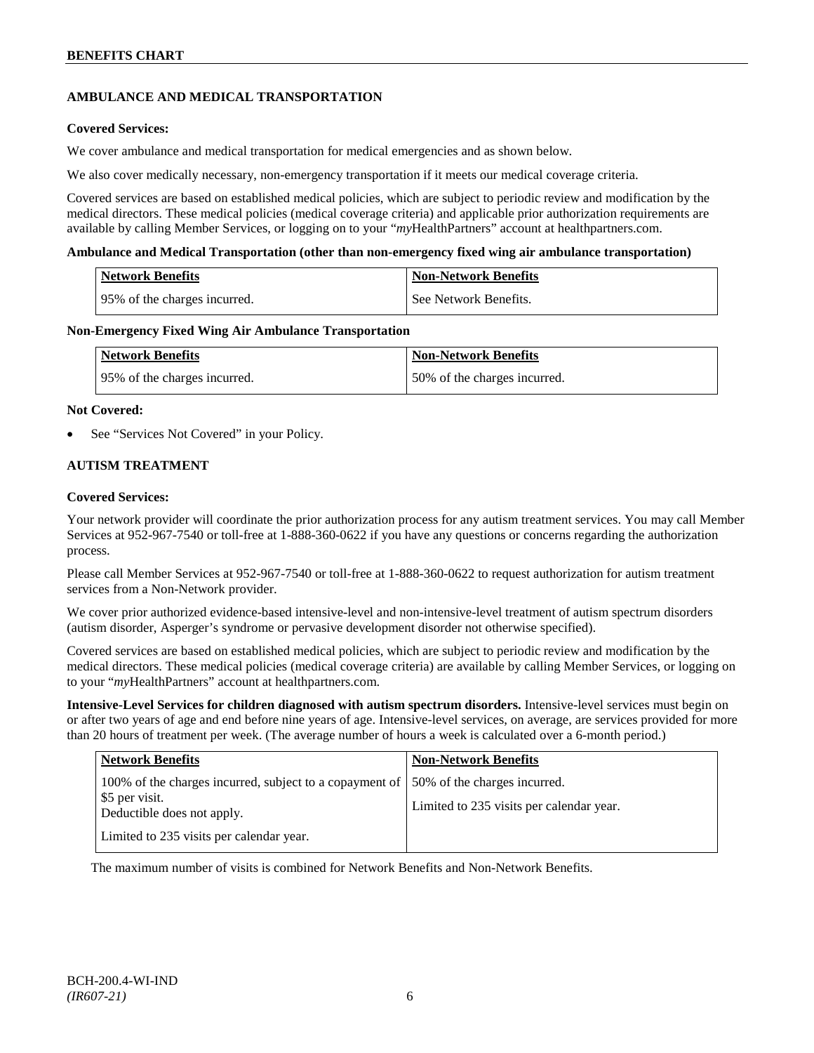## AMBULANCE AND MEDICAL TRANSPORTATION

**Covered Services:**

We cover ambulance and medical transportation for medical emergencies and as shown below.

We also cover medically necessary, non-emergency transportation if it meets our medical coverage criteria.

Covered services are based on established medical policies, which are subject to periodic review and modification by the medical directors. These medical policies (medical coverage criteria) and applicable prior authorization requirements are available by calling Member Services, or logging on to your "*my*HealthPartners" account at healthpartners.com.

**Ambulance and Medical Transportation (other than non-emergency fixed wing air ambulance transportation)**

| Network Benefits | Non-Network Benefits |
|---|---|
| 95% of the charges incurred. | See Network Benefits. |

**Non-Emergency Fixed Wing Air Ambulance Transportation**

| Network Benefits | Non-Network Benefits |
|---|---|
| 95% of the charges incurred. | 50% of the charges incurred. |

**Not Covered:**

- See "Services Not Covered" in your Policy.

## AUTISM TREATMENT

**Covered Services:**

Your network provider will coordinate the prior authorization process for any autism treatment services. You may call Member Services at 952-967-7540 or toll-free at 1-888-360-0622 if you have any questions or concerns regarding the authorization process.

Please call Member Services at 952-967-7540 or toll-free at 1-888-360-0622 to request authorization for autism treatment services from a Non-Network provider.

We cover prior authorized evidence-based intensive-level and non-intensive-level treatment of autism spectrum disorders (autism disorder, Asperger's syndrome or pervasive development disorder not otherwise specified).

Covered services are based on established medical policies, which are subject to periodic review and modification by the medical directors. These medical policies (medical coverage criteria) are available by calling Member Services, or logging on to your "*my*HealthPartners" account at healthpartners.com.

**Intensive-Level Services for children diagnosed with autism spectrum disorders.** Intensive-level services must begin on or after two years of age and end before nine years of age. Intensive-level services, on average, are services provided for more than 20 hours of treatment per week. (The average number of hours a week is calculated over a 6-month period.)

| Network Benefits | Non-Network Benefits |
|---|---|
| 100% of the charges incurred, subject to a copayment of $5 per visit.<br>Deductible does not apply.<br>Limited to 235 visits per calendar year. | 50% of the charges incurred.<br>Limited to 235 visits per calendar year. |

The maximum number of visits is combined for Network Benefits and Non-Network Benefits.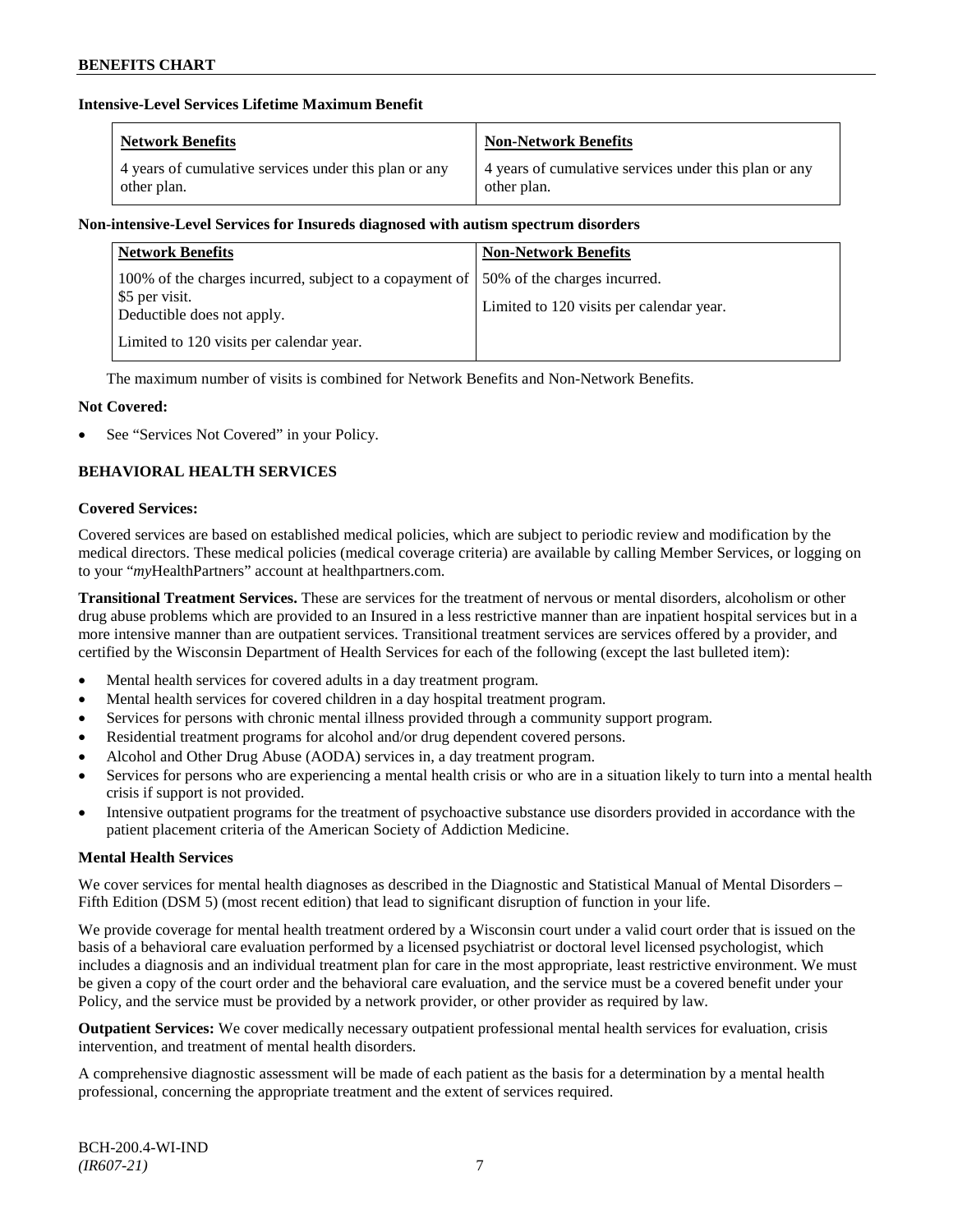**Intensive-Level Services Lifetime Maximum Benefit**

| Network Benefits | Non-Network Benefits |
|---|---|
| 4 years of cumulative services under this plan or any other plan. | 4 years of cumulative services under this plan or any other plan. |

**Non-intensive-Level Services for Insureds diagnosed with autism spectrum disorders**

| Network Benefits | Non-Network Benefits |
|---|---|
| 100% of the charges incurred, subject to a copayment of \$5 per visit.<br>Deductible does not apply.<br>Limited to 120 visits per calendar year. | 50% of the charges incurred.<br>Limited to 120 visits per calendar year. |

The maximum number of visits is combined for Network Benefits and Non-Network Benefits.

**Not Covered:**

- See "Services Not Covered" in your Policy.

**BEHAVIORAL HEALTH SERVICES**

**Covered Services:**

Covered services are based on established medical policies, which are subject to periodic review and modification by the medical directors. These medical policies (medical coverage criteria) are available by calling Member Services, or logging on to your "*my*HealthPartners" account at healthpartners.com.

**Transitional Treatment Services.** These are services for the treatment of nervous or mental disorders, alcoholism or other drug abuse problems which are provided to an Insured in a less restrictive manner than are inpatient hospital services but in a more intensive manner than are outpatient services. Transitional treatment services are services offered by a provider, and certified by the Wisconsin Department of Health Services for each of the following (except the last bulleted item):

- Mental health services for covered adults in a day treatment program.
- Mental health services for covered children in a day hospital treatment program.
- Services for persons with chronic mental illness provided through a community support program.
- Residential treatment programs for alcohol and/or drug dependent covered persons.
- Alcohol and Other Drug Abuse (AODA) services in, a day treatment program.
- Services for persons who are experiencing a mental health crisis or who are in a situation likely to turn into a mental health crisis if support is not provided.
- Intensive outpatient programs for the treatment of psychoactive substance use disorders provided in accordance with the patient placement criteria of the American Society of Addiction Medicine.

**Mental Health Services**

We cover services for mental health diagnoses as described in the Diagnostic and Statistical Manual of Mental Disorders – Fifth Edition (DSM 5) (most recent edition) that lead to significant disruption of function in your life.

We provide coverage for mental health treatment ordered by a Wisconsin court under a valid court order that is issued on the basis of a behavioral care evaluation performed by a licensed psychiatrist or doctoral level licensed psychologist, which includes a diagnosis and an individual treatment plan for care in the most appropriate, least restrictive environment. We must be given a copy of the court order and the behavioral care evaluation, and the service must be a covered benefit under your Policy, and the service must be provided by a network provider, or other provider as required by law.

**Outpatient Services:** We cover medically necessary outpatient professional mental health services for evaluation, crisis intervention, and treatment of mental health disorders.

A comprehensive diagnostic assessment will be made of each patient as the basis for a determination by a mental health professional, concerning the appropriate treatment and the extent of services required.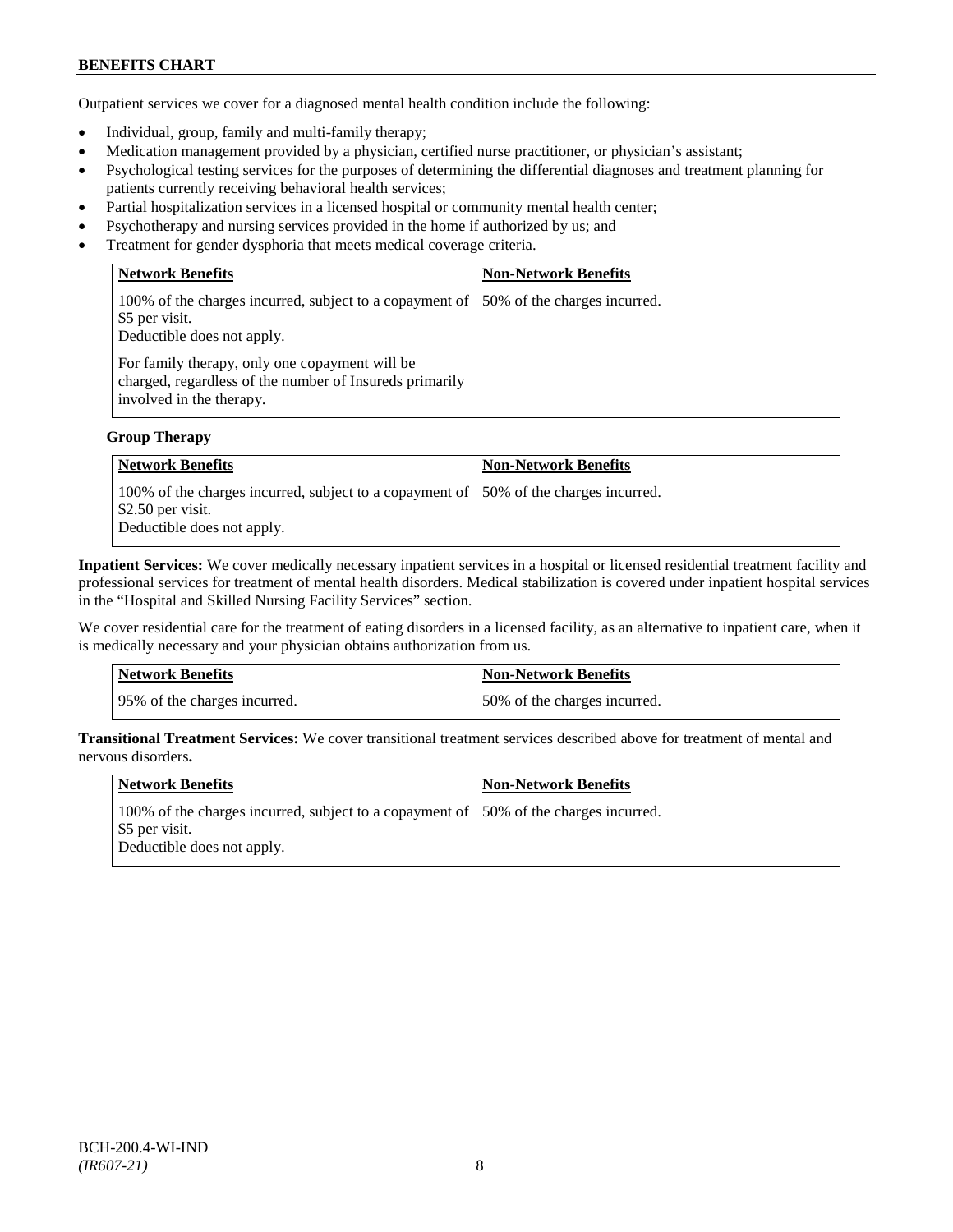Outpatient services we cover for a diagnosed mental health condition include the following:

- Individual, group, family and multi-family therapy;
- Medication management provided by a physician, certified nurse practitioner, or physician's assistant;
- Psychological testing services for the purposes of determining the differential diagnoses and treatment planning for patients currently receiving behavioral health services;
- Partial hospitalization services in a licensed hospital or community mental health center;
- Psychotherapy and nursing services provided in the home if authorized by us; and
- Treatment for gender dysphoria that meets medical coverage criteria.

| Network Benefits | Non-Network Benefits |
|---|---|
| 100% of the charges incurred, subject to a copayment of \$5 per visit.<br>Deductible does not apply.<br><br>For family therapy, only one copayment will be charged, regardless of the number of Insureds primarily involved in the therapy. | 50% of the charges incurred. |

**Group Therapy**

| Network Benefits | Non-Network Benefits |
|---|---|
| 100% of the charges incurred, subject to a copayment of \$2.50 per visit.<br>Deductible does not apply. | 50% of the charges incurred. |

**Inpatient Services:** We cover medically necessary inpatient services in a hospital or licensed residential treatment facility and professional services for treatment of mental health disorders. Medical stabilization is covered under inpatient hospital services in the "Hospital and Skilled Nursing Facility Services" section.

We cover residential care for the treatment of eating disorders in a licensed facility, as an alternative to inpatient care, when it is medically necessary and your physician obtains authorization from us.

| Network Benefits | Non-Network Benefits |
|---|---|
| 95% of the charges incurred. | 50% of the charges incurred. |

**Transitional Treatment Services:** We cover transitional treatment services described above for treatment of mental and nervous disorders**.**

| Network Benefits | Non-Network Benefits |
|---|---|
| 100% of the charges incurred, subject to a copayment of \$5 per visit.<br>Deductible does not apply. | 50% of the charges incurred. |

BCH-200.4-WI-IND
*(IR607-21)*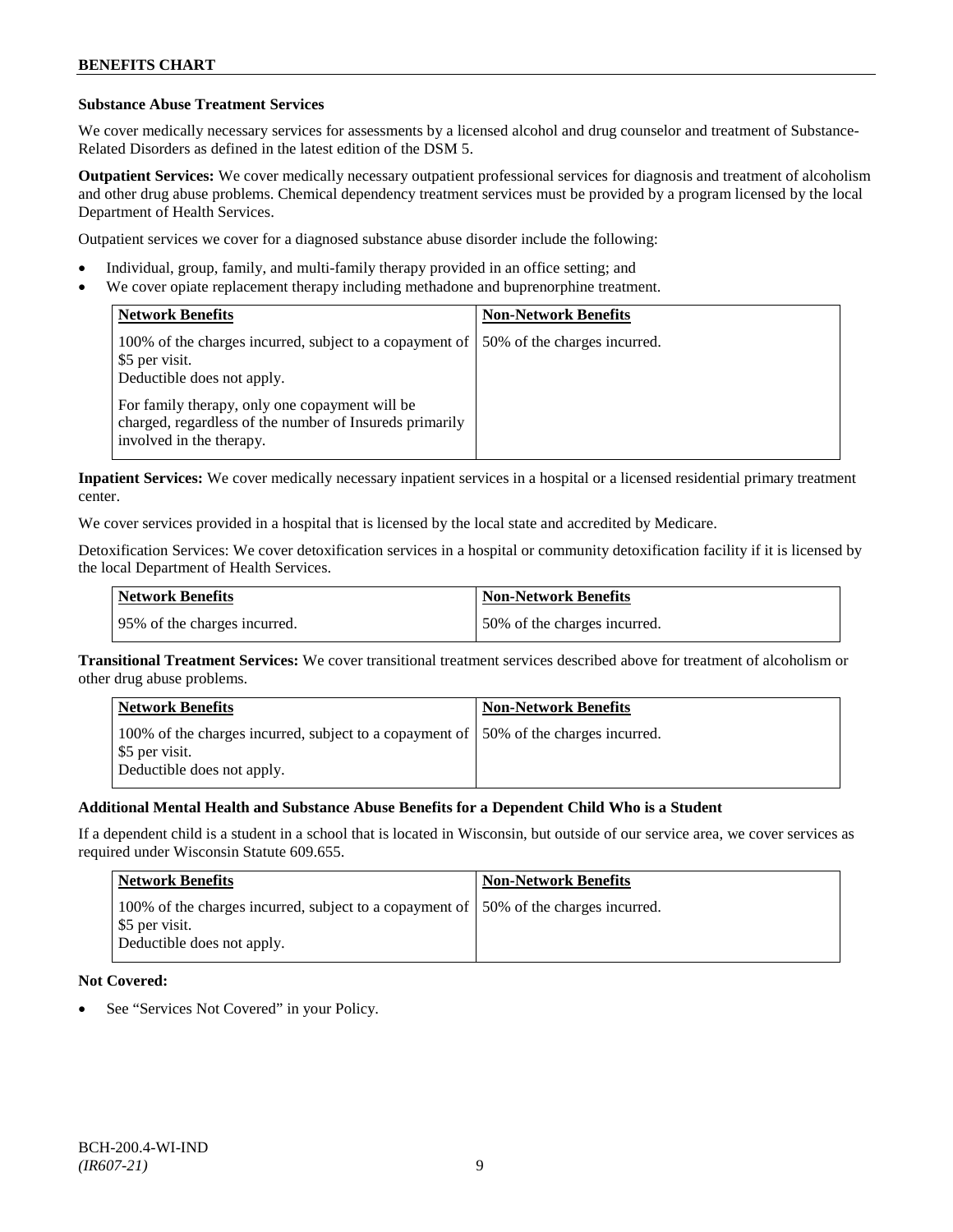**Substance Abuse Treatment Services**

We cover medically necessary services for assessments by a licensed alcohol and drug counselor and treatment of Substance-Related Disorders as defined in the latest edition of the DSM 5.

**Outpatient Services:** We cover medically necessary outpatient professional services for diagnosis and treatment of alcoholism and other drug abuse problems. Chemical dependency treatment services must be provided by a program licensed by the local Department of Health Services.

Outpatient services we cover for a diagnosed substance abuse disorder include the following:

- Individual, group, family, and multi-family therapy provided in an office setting; and
- We cover opiate replacement therapy including methadone and buprenorphine treatment.

| Network Benefits | Non-Network Benefits |
|---|---|
| 100% of the charges incurred, subject to a copayment of $5 per visit.<br>Deductible does not apply.<br><br>For family therapy, only one copayment will be charged, regardless of the number of Insureds primarily involved in the therapy. | 50% of the charges incurred. |

**Inpatient Services:** We cover medically necessary inpatient services in a hospital or a licensed residential primary treatment center.

We cover services provided in a hospital that is licensed by the local state and accredited by Medicare.

Detoxification Services: We cover detoxification services in a hospital or community detoxification facility if it is licensed by the local Department of Health Services.

| Network Benefits | Non-Network Benefits |
|---|---|
| 95% of the charges incurred. | 50% of the charges incurred. |

**Transitional Treatment Services:** We cover transitional treatment services described above for treatment of alcoholism or other drug abuse problems.

| Network Benefits | Non-Network Benefits |
|---|---|
| 100% of the charges incurred, subject to a copayment of $5 per visit.<br>Deductible does not apply. | 50% of the charges incurred. |

**Additional Mental Health and Substance Abuse Benefits for a Dependent Child Who is a Student**

If a dependent child is a student in a school that is located in Wisconsin, but outside of our service area, we cover services as required under Wisconsin Statute 609.655.

| Network Benefits | Non-Network Benefits |
|---|---|
| 100% of the charges incurred, subject to a copayment of $5 per visit.<br>Deductible does not apply. | 50% of the charges incurred. |

**Not Covered:**

- See "Services Not Covered" in your Policy.

BCH-200.4-WI-IND
*(IR607-21)*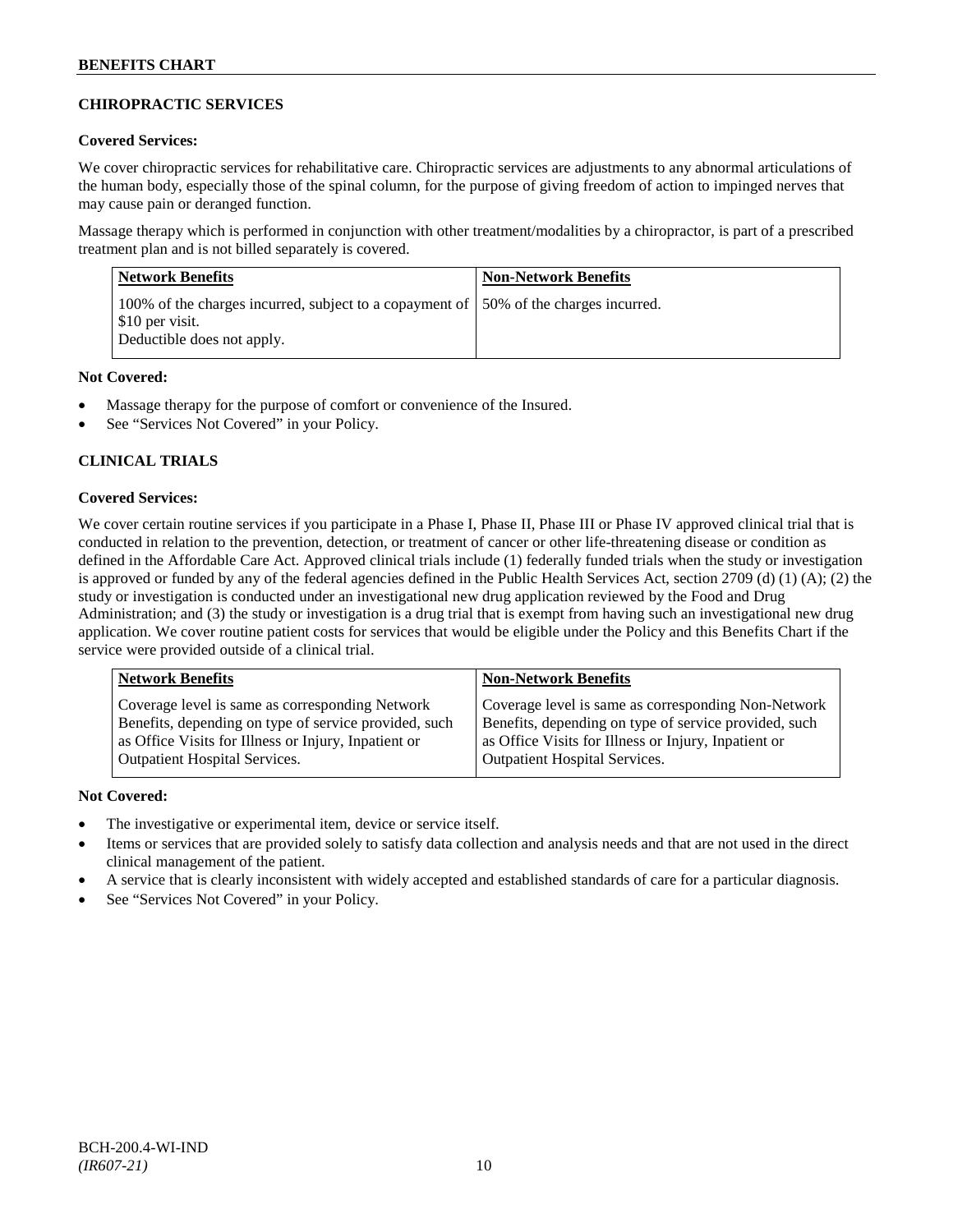## CHIROPRACTIC SERVICES

**Covered Services:**

We cover chiropractic services for rehabilitative care. Chiropractic services are adjustments to any abnormal articulations of the human body, especially those of the spinal column, for the purpose of giving freedom of action to impinged nerves that may cause pain or deranged function.

Massage therapy which is performed in conjunction with other treatment/modalities by a chiropractor, is part of a prescribed treatment plan and is not billed separately is covered.

| Network Benefits | Non-Network Benefits |
|---|---|
| 100% of the charges incurred, subject to a copayment of $10 per visit.<br>Deductible does not apply. | 50% of the charges incurred. |

**Not Covered:**

- Massage therapy for the purpose of comfort or convenience of the Insured.
- See "Services Not Covered" in your Policy.

## CLINICAL TRIALS

**Covered Services:**

We cover certain routine services if you participate in a Phase I, Phase II, Phase III or Phase IV approved clinical trial that is conducted in relation to the prevention, detection, or treatment of cancer or other life-threatening disease or condition as defined in the Affordable Care Act. Approved clinical trials include (1) federally funded trials when the study or investigation is approved or funded by any of the federal agencies defined in the Public Health Services Act, section 2709 (d) (1) (A); (2) the study or investigation is conducted under an investigational new drug application reviewed by the Food and Drug Administration; and (3) the study or investigation is a drug trial that is exempt from having such an investigational new drug application. We cover routine patient costs for services that would be eligible under the Policy and this Benefits Chart if the service were provided outside of a clinical trial.

| Network Benefits | Non-Network Benefits |
|---|---|
| Coverage level is same as corresponding Network Benefits, depending on type of service provided, such as Office Visits for Illness or Injury, Inpatient or Outpatient Hospital Services. | Coverage level is same as corresponding Non-Network Benefits, depending on type of service provided, such as Office Visits for Illness or Injury, Inpatient or Outpatient Hospital Services. |

**Not Covered:**

- The investigative or experimental item, device or service itself.
- Items or services that are provided solely to satisfy data collection and analysis needs and that are not used in the direct clinical management of the patient.
- A service that is clearly inconsistent with widely accepted and established standards of care for a particular diagnosis.
- See "Services Not Covered" in your Policy.

BCH-200.4-WI-IND
*(IR607-21)*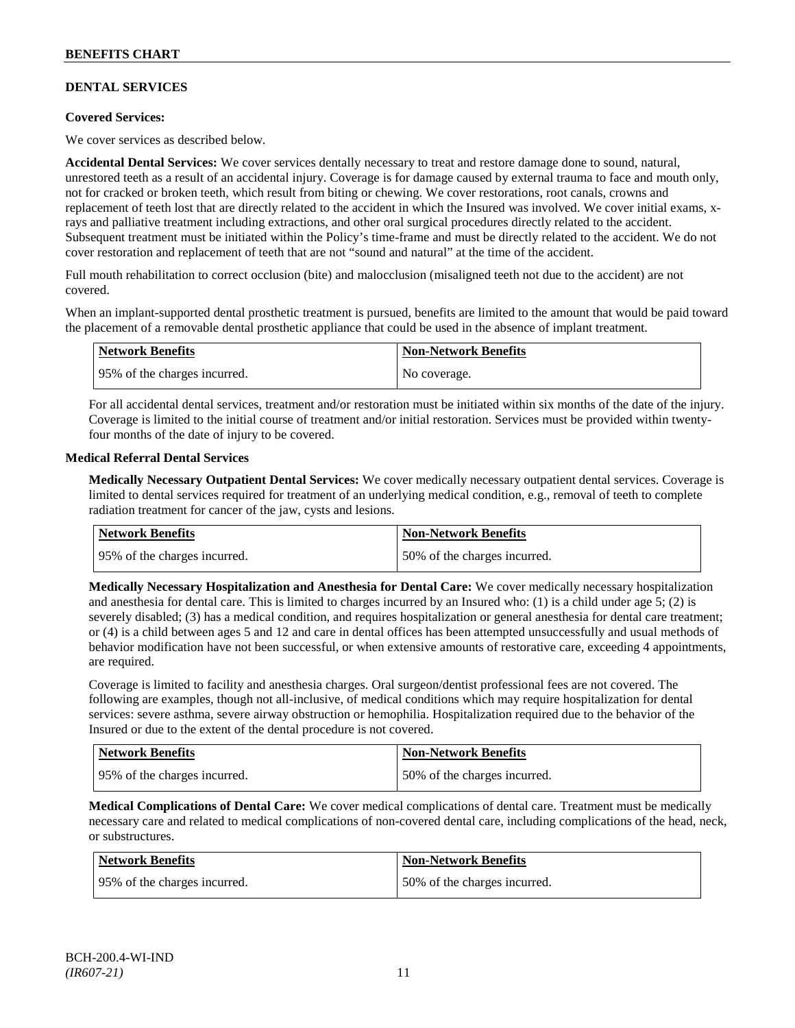## DENTAL SERVICES

**Covered Services:**

We cover services as described below.

**Accidental Dental Services:** We cover services dentally necessary to treat and restore damage done to sound, natural, unrestored teeth as a result of an accidental injury. Coverage is for damage caused by external trauma to face and mouth only, not for cracked or broken teeth, which result from biting or chewing. We cover restorations, root canals, crowns and replacement of teeth lost that are directly related to the accident in which the Insured was involved. We cover initial exams, x-rays and palliative treatment including extractions, and other oral surgical procedures directly related to the accident. Subsequent treatment must be initiated within the Policy's time-frame and must be directly related to the accident. We do not cover restoration and replacement of teeth that are not "sound and natural" at the time of the accident.

Full mouth rehabilitation to correct occlusion (bite) and malocclusion (misaligned teeth not due to the accident) are not covered.

When an implant-supported dental prosthetic treatment is pursued, benefits are limited to the amount that would be paid toward the placement of a removable dental prosthetic appliance that could be used in the absence of implant treatment.

| Network Benefits | Non-Network Benefits |
|---|---|
| 95% of the charges incurred. | No coverage. |

For all accidental dental services, treatment and/or restoration must be initiated within six months of the date of the injury. Coverage is limited to the initial course of treatment and/or initial restoration. Services must be provided within twenty-four months of the date of injury to be covered.

**Medical Referral Dental Services**

**Medically Necessary Outpatient Dental Services:** We cover medically necessary outpatient dental services. Coverage is limited to dental services required for treatment of an underlying medical condition, e.g., removal of teeth to complete radiation treatment for cancer of the jaw, cysts and lesions.

| Network Benefits | Non-Network Benefits |
|---|---|
| 95% of the charges incurred. | 50% of the charges incurred. |

**Medically Necessary Hospitalization and Anesthesia for Dental Care:** We cover medically necessary hospitalization and anesthesia for dental care. This is limited to charges incurred by an Insured who: (1) is a child under age 5; (2) is severely disabled; (3) has a medical condition, and requires hospitalization or general anesthesia for dental care treatment; or (4) is a child between ages 5 and 12 and care in dental offices has been attempted unsuccessfully and usual methods of behavior modification have not been successful, or when extensive amounts of restorative care, exceeding 4 appointments, are required.

Coverage is limited to facility and anesthesia charges. Oral surgeon/dentist professional fees are not covered. The following are examples, though not all-inclusive, of medical conditions which may require hospitalization for dental services: severe asthma, severe airway obstruction or hemophilia. Hospitalization required due to the behavior of the Insured or due to the extent of the dental procedure is not covered.

| Network Benefits | Non-Network Benefits |
|---|---|
| 95% of the charges incurred. | 50% of the charges incurred. |

**Medical Complications of Dental Care:** We cover medical complications of dental care. Treatment must be medically necessary care and related to medical complications of non-covered dental care, including complications of the head, neck, or substructures.

| Network Benefits | Non-Network Benefits |
|---|---|
| 95% of the charges incurred. | 50% of the charges incurred. |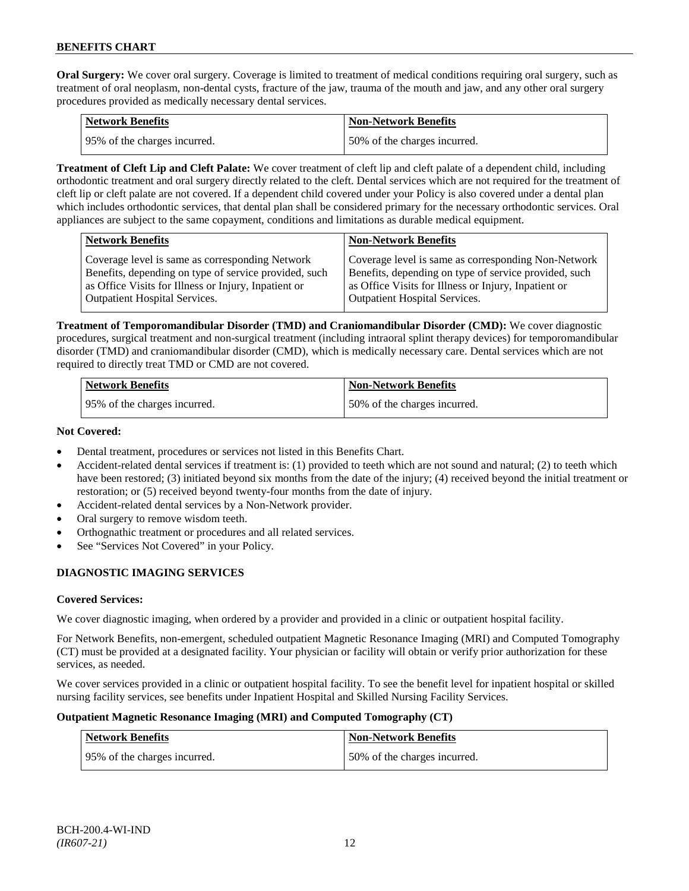**Oral Surgery:** We cover oral surgery. Coverage is limited to treatment of medical conditions requiring oral surgery, such as treatment of oral neoplasm, non-dental cysts, fracture of the jaw, trauma of the mouth and jaw, and any other oral surgery procedures provided as medically necessary dental services.

| Network Benefits | Non-Network Benefits |
|---|---|
| 95% of the charges incurred. | 50% of the charges incurred. |

**Treatment of Cleft Lip and Cleft Palate:** We cover treatment of cleft lip and cleft palate of a dependent child, including orthodontic treatment and oral surgery directly related to the cleft. Dental services which are not required for the treatment of cleft lip or cleft palate are not covered. If a dependent child covered under your Policy is also covered under a dental plan which includes orthodontic services, that dental plan shall be considered primary for the necessary orthodontic services. Oral appliances are subject to the same copayment, conditions and limitations as durable medical equipment.

| Network Benefits | Non-Network Benefits |
|---|---|
| Coverage level is same as corresponding Network Benefits, depending on type of service provided, such as Office Visits for Illness or Injury, Inpatient or Outpatient Hospital Services. | Coverage level is same as corresponding Non-Network Benefits, depending on type of service provided, such as Office Visits for Illness or Injury, Inpatient or Outpatient Hospital Services. |

**Treatment of Temporomandibular Disorder (TMD) and Craniomandibular Disorder (CMD):** We cover diagnostic procedures, surgical treatment and non-surgical treatment (including intraoral splint therapy devices) for temporomandibular disorder (TMD) and craniomandibular disorder (CMD), which is medically necessary care. Dental services which are not required to directly treat TMD or CMD are not covered.

| Network Benefits | Non-Network Benefits |
|---|---|
| 95% of the charges incurred. | 50% of the charges incurred. |

**Not Covered:**

- Dental treatment, procedures or services not listed in this Benefits Chart.
- Accident-related dental services if treatment is: (1) provided to teeth which are not sound and natural; (2) to teeth which have been restored; (3) initiated beyond six months from the date of the injury; (4) received beyond the initial treatment or restoration; or (5) received beyond twenty-four months from the date of injury.
- Accident-related dental services by a Non-Network provider.
- Oral surgery to remove wisdom teeth.
- Orthognathic treatment or procedures and all related services.
- See "Services Not Covered" in your Policy.

## DIAGNOSTIC IMAGING SERVICES

**Covered Services:**

We cover diagnostic imaging, when ordered by a provider and provided in a clinic or outpatient hospital facility.

For Network Benefits, non-emergent, scheduled outpatient Magnetic Resonance Imaging (MRI) and Computed Tomography (CT) must be provided at a designated facility. Your physician or facility will obtain or verify prior authorization for these services, as needed.

We cover services provided in a clinic or outpatient hospital facility. To see the benefit level for inpatient hospital or skilled nursing facility services, see benefits under Inpatient Hospital and Skilled Nursing Facility Services.

**Outpatient Magnetic Resonance Imaging (MRI) and Computed Tomography (CT)**

| Network Benefits | Non-Network Benefits |
|---|---|
| 95% of the charges incurred. | 50% of the charges incurred. |

BCH-200.4-WI-IND
*(IR607-21)*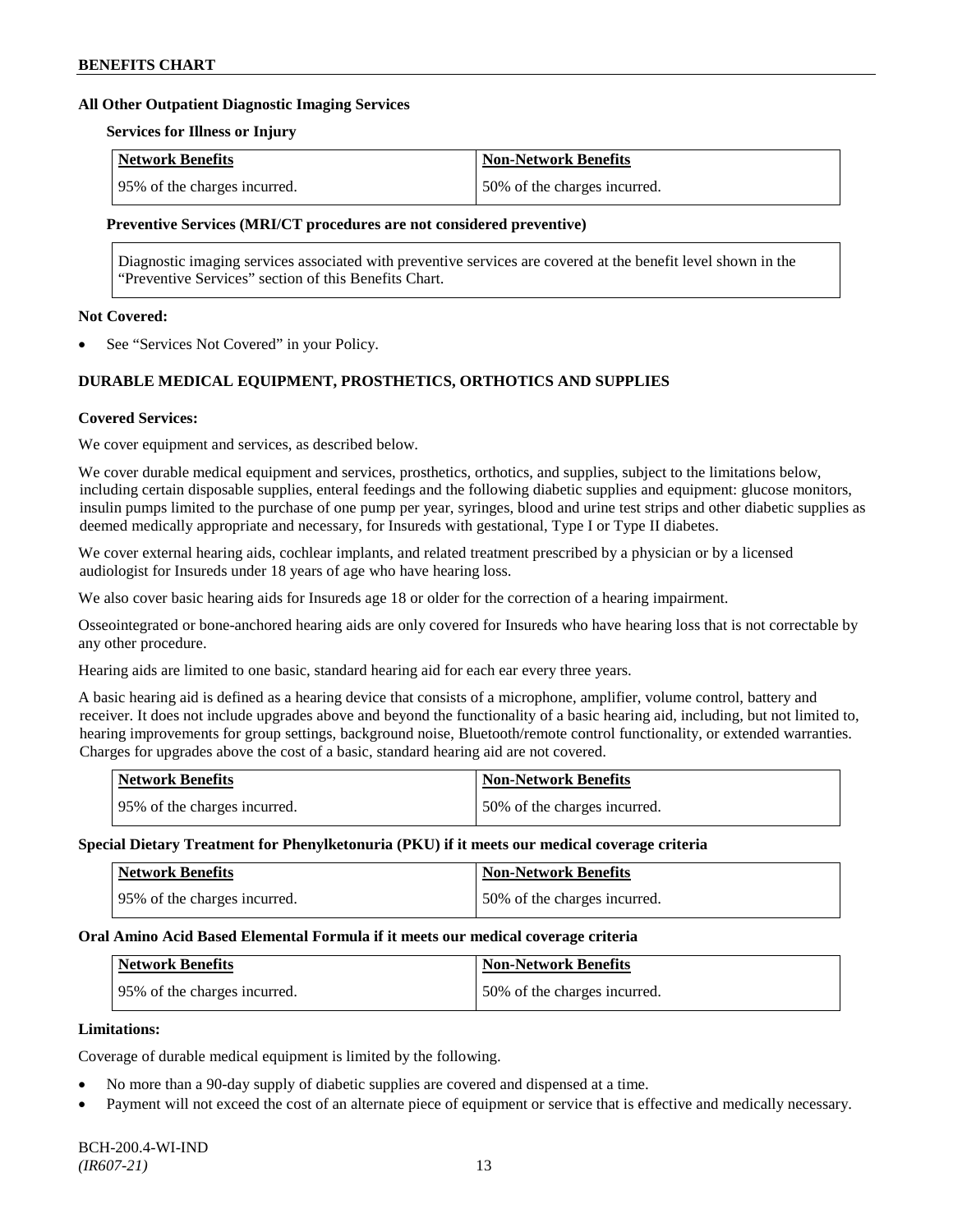**All Other Outpatient Diagnostic Imaging Services**

**Services for Illness or Injury**

| Network Benefits | Non-Network Benefits |
| --- | --- |
| 95% of the charges incurred. | 50% of the charges incurred. |

**Preventive Services (MRI/CT procedures are not considered preventive)**

Diagnostic imaging services associated with preventive services are covered at the benefit level shown in the "Preventive Services" section of this Benefits Chart.

**Not Covered:**

- See "Services Not Covered" in your Policy.

## DURABLE MEDICAL EQUIPMENT, PROSTHETICS, ORTHOTICS AND SUPPLIES

**Covered Services:**

We cover equipment and services, as described below.

We cover durable medical equipment and services, prosthetics, orthotics, and supplies, subject to the limitations below, including certain disposable supplies, enteral feedings and the following diabetic supplies and equipment: glucose monitors, insulin pumps limited to the purchase of one pump per year, syringes, blood and urine test strips and other diabetic supplies as deemed medically appropriate and necessary, for Insureds with gestational, Type I or Type II diabetes.

We cover external hearing aids, cochlear implants, and related treatment prescribed by a physician or by a licensed audiologist for Insureds under 18 years of age who have hearing loss.

We also cover basic hearing aids for Insureds age 18 or older for the correction of a hearing impairment.

Osseointegrated or bone-anchored hearing aids are only covered for Insureds who have hearing loss that is not correctable by any other procedure.

Hearing aids are limited to one basic, standard hearing aid for each ear every three years.

A basic hearing aid is defined as a hearing device that consists of a microphone, amplifier, volume control, battery and receiver. It does not include upgrades above and beyond the functionality of a basic hearing aid, including, but not limited to, hearing improvements for group settings, background noise, Bluetooth/remote control functionality, or extended warranties. Charges for upgrades above the cost of a basic, standard hearing aid are not covered.

| Network Benefits | Non-Network Benefits |
| --- | --- |
| 95% of the charges incurred. | 50% of the charges incurred. |

**Special Dietary Treatment for Phenylketonuria (PKU) if it meets our medical coverage criteria**

| Network Benefits | Non-Network Benefits |
| --- | --- |
| 95% of the charges incurred. | 50% of the charges incurred. |

**Oral Amino Acid Based Elemental Formula if it meets our medical coverage criteria**

| Network Benefits | Non-Network Benefits |
| --- | --- |
| 95% of the charges incurred. | 50% of the charges incurred. |

**Limitations:**

Coverage of durable medical equipment is limited by the following.

- No more than a 90-day supply of diabetic supplies are covered and dispensed at a time.
- Payment will not exceed the cost of an alternate piece of equipment or service that is effective and medically necessary.

BCH-200.4-WI-IND
*(IR607-21)*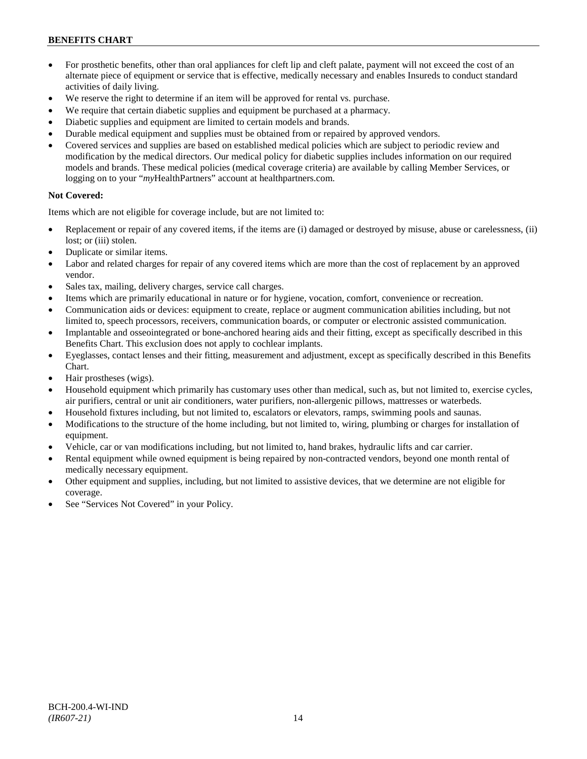- For prosthetic benefits, other than oral appliances for cleft lip and cleft palate, payment will not exceed the cost of an alternate piece of equipment or service that is effective, medically necessary and enables Insureds to conduct standard activities of daily living.
- We reserve the right to determine if an item will be approved for rental vs. purchase.
- We require that certain diabetic supplies and equipment be purchased at a pharmacy.
- Diabetic supplies and equipment are limited to certain models and brands.
- Durable medical equipment and supplies must be obtained from or repaired by approved vendors.
- Covered services and supplies are based on established medical policies which are subject to periodic review and modification by the medical directors. Our medical policy for diabetic supplies includes information on our required models and brands. These medical policies (medical coverage criteria) are available by calling Member Services, or logging on to your "*my*HealthPartners" account at healthpartners.com.

**Not Covered:**

Items which are not eligible for coverage include, but are not limited to:

- Replacement or repair of any covered items, if the items are (i) damaged or destroyed by misuse, abuse or carelessness, (ii) lost; or (iii) stolen.
- Duplicate or similar items.
- Labor and related charges for repair of any covered items which are more than the cost of replacement by an approved vendor.
- Sales tax, mailing, delivery charges, service call charges.
- Items which are primarily educational in nature or for hygiene, vocation, comfort, convenience or recreation.
- Communication aids or devices: equipment to create, replace or augment communication abilities including, but not limited to, speech processors, receivers, communication boards, or computer or electronic assisted communication.
- Implantable and osseointegrated or bone-anchored hearing aids and their fitting, except as specifically described in this Benefits Chart. This exclusion does not apply to cochlear implants.
- Eyeglasses, contact lenses and their fitting, measurement and adjustment, except as specifically described in this Benefits Chart.
- Hair prostheses (wigs).
- Household equipment which primarily has customary uses other than medical, such as, but not limited to, exercise cycles, air purifiers, central or unit air conditioners, water purifiers, non-allergenic pillows, mattresses or waterbeds.
- Household fixtures including, but not limited to, escalators or elevators, ramps, swimming pools and saunas.
- Modifications to the structure of the home including, but not limited to, wiring, plumbing or charges for installation of equipment.
- Vehicle, car or van modifications including, but not limited to, hand brakes, hydraulic lifts and car carrier.
- Rental equipment while owned equipment is being repaired by non-contracted vendors, beyond one month rental of medically necessary equipment.
- Other equipment and supplies, including, but not limited to assistive devices, that we determine are not eligible for coverage.
- See "Services Not Covered" in your Policy.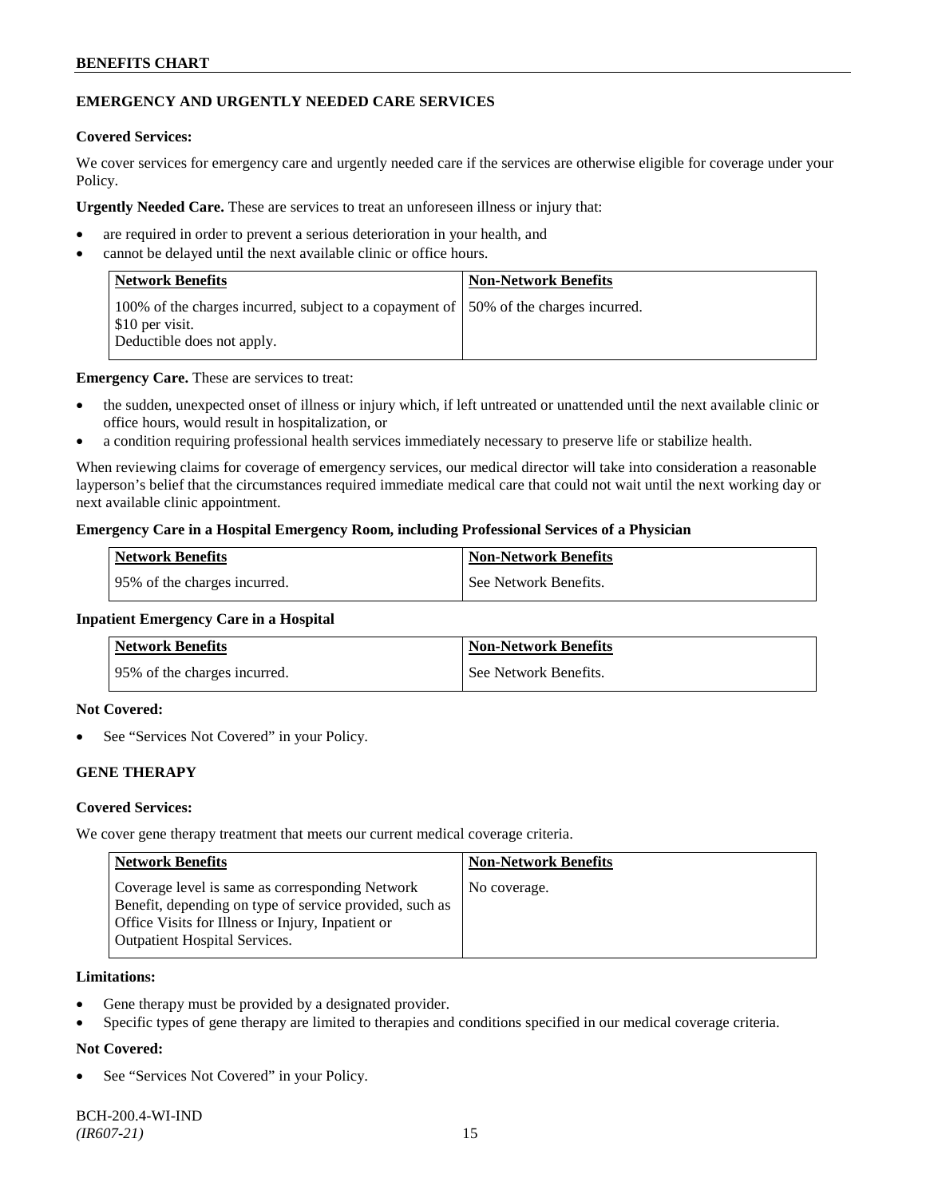## EMERGENCY AND URGENTLY NEEDED CARE SERVICES

**Covered Services:**

We cover services for emergency care and urgently needed care if the services are otherwise eligible for coverage under your Policy.

**Urgently Needed Care.** These are services to treat an unforeseen illness or injury that:

- are required in order to prevent a serious deterioration in your health, and
- cannot be delayed until the next available clinic or office hours.

| Network Benefits | Non-Network Benefits |
| --- | --- |
| 100% of the charges incurred, subject to a copayment of $10 per visit. Deductible does not apply. | 50% of the charges incurred. |

**Emergency Care.** These are services to treat:

- the sudden, unexpected onset of illness or injury which, if left untreated or unattended until the next available clinic or office hours, would result in hospitalization, or
- a condition requiring professional health services immediately necessary to preserve life or stabilize health.

When reviewing claims for coverage of emergency services, our medical director will take into consideration a reasonable layperson's belief that the circumstances required immediate medical care that could not wait until the next working day or next available clinic appointment.

**Emergency Care in a Hospital Emergency Room, including Professional Services of a Physician**

| Network Benefits | Non-Network Benefits |
| --- | --- |
| 95% of the charges incurred. | See Network Benefits. |

**Inpatient Emergency Care in a Hospital**

| Network Benefits | Non-Network Benefits |
| --- | --- |
| 95% of the charges incurred. | See Network Benefits. |

**Not Covered:**

- See "Services Not Covered" in your Policy.

## GENE THERAPY

**Covered Services:**

We cover gene therapy treatment that meets our current medical coverage criteria.

| Network Benefits | Non-Network Benefits |
| --- | --- |
| Coverage level is same as corresponding Network Benefit, depending on type of service provided, such as Office Visits for Illness or Injury, Inpatient or Outpatient Hospital Services. | No coverage. |

**Limitations:**

- Gene therapy must be provided by a designated provider.
- Specific types of gene therapy are limited to therapies and conditions specified in our medical coverage criteria.

**Not Covered:**

- See "Services Not Covered" in your Policy.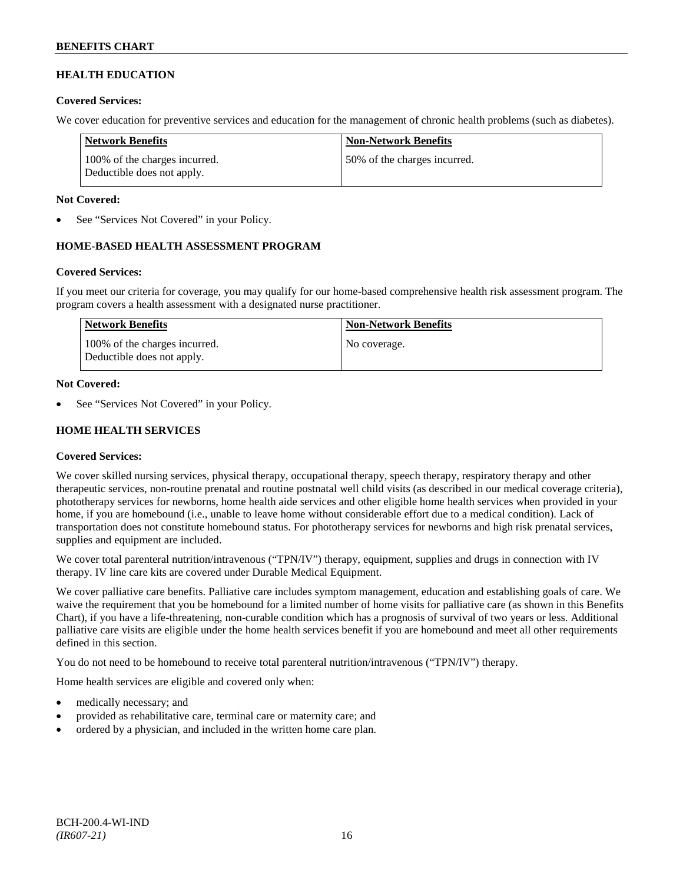## HEALTH EDUCATION

**Covered Services:**

We cover education for preventive services and education for the management of chronic health problems (such as diabetes).

| Network Benefits | Non-Network Benefits |
|---|---|
| 100% of the charges incurred. Deductible does not apply. | 50% of the charges incurred. |

**Not Covered:**

- See "Services Not Covered" in your Policy.

## HOME-BASED HEALTH ASSESSMENT PROGRAM

**Covered Services:**

If you meet our criteria for coverage, you may qualify for our home-based comprehensive health risk assessment program. The program covers a health assessment with a designated nurse practitioner.

| Network Benefits | Non-Network Benefits |
|---|---|
| 100% of the charges incurred. Deductible does not apply. | No coverage. |

**Not Covered:**

- See "Services Not Covered" in your Policy.

## HOME HEALTH SERVICES

**Covered Services:**

We cover skilled nursing services, physical therapy, occupational therapy, speech therapy, respiratory therapy and other therapeutic services, non-routine prenatal and routine postnatal well child visits (as described in our medical coverage criteria), phototherapy services for newborns, home health aide services and other eligible home health services when provided in your home, if you are homebound (i.e., unable to leave home without considerable effort due to a medical condition). Lack of transportation does not constitute homebound status. For phototherapy services for newborns and high risk prenatal services, supplies and equipment are included.

We cover total parenteral nutrition/intravenous ("TPN/IV") therapy, equipment, supplies and drugs in connection with IV therapy. IV line care kits are covered under Durable Medical Equipment.

We cover palliative care benefits. Palliative care includes symptom management, education and establishing goals of care. We waive the requirement that you be homebound for a limited number of home visits for palliative care (as shown in this Benefits Chart), if you have a life-threatening, non-curable condition which has a prognosis of survival of two years or less. Additional palliative care visits are eligible under the home health services benefit if you are homebound and meet all other requirements defined in this section.

You do not need to be homebound to receive total parenteral nutrition/intravenous ("TPN/IV") therapy.

Home health services are eligible and covered only when:

- medically necessary; and
- provided as rehabilitative care, terminal care or maternity care; and
- ordered by a physician, and included in the written home care plan.

BCH-200.4-WI-IND
*(IR607-21)*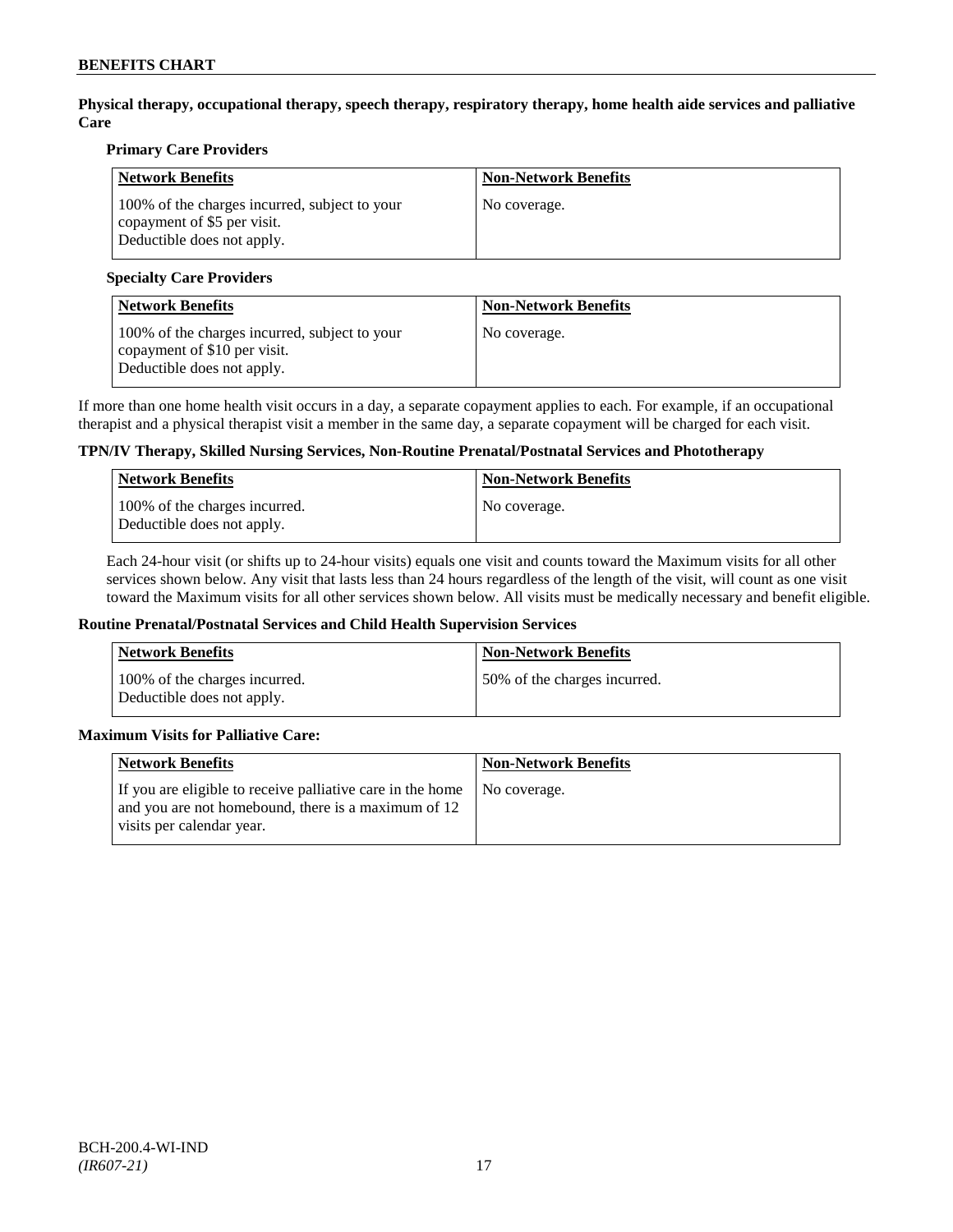**Physical therapy, occupational therapy, speech therapy, respiratory therapy, home health aide services and palliative Care**

**Primary Care Providers**

| Network Benefits | Non-Network Benefits |
| --- | --- |
| 100% of the charges incurred, subject to your copayment of $5 per visit. Deductible does not apply. | No coverage. |

**Specialty Care Providers**

| Network Benefits | Non-Network Benefits |
| --- | --- |
| 100% of the charges incurred, subject to your copayment of $10 per visit. Deductible does not apply. | No coverage. |

If more than one home health visit occurs in a day, a separate copayment applies to each. For example, if an occupational therapist and a physical therapist visit a member in the same day, a separate copayment will be charged for each visit.

**TPN/IV Therapy, Skilled Nursing Services, Non-Routine Prenatal/Postnatal Services and Phototherapy**

| Network Benefits | Non-Network Benefits |
| --- | --- |
| 100% of the charges incurred. Deductible does not apply. | No coverage. |

Each 24-hour visit (or shifts up to 24-hour visits) equals one visit and counts toward the Maximum visits for all other services shown below. Any visit that lasts less than 24 hours regardless of the length of the visit, will count as one visit toward the Maximum visits for all other services shown below. All visits must be medically necessary and benefit eligible.

**Routine Prenatal/Postnatal Services and Child Health Supervision Services**

| Network Benefits | Non-Network Benefits |
| --- | --- |
| 100% of the charges incurred. Deductible does not apply. | 50% of the charges incurred. |

**Maximum Visits for Palliative Care:**

| Network Benefits | Non-Network Benefits |
| --- | --- |
| If you are eligible to receive palliative care in the home and you are not homebound, there is a maximum of 12 visits per calendar year. | No coverage. |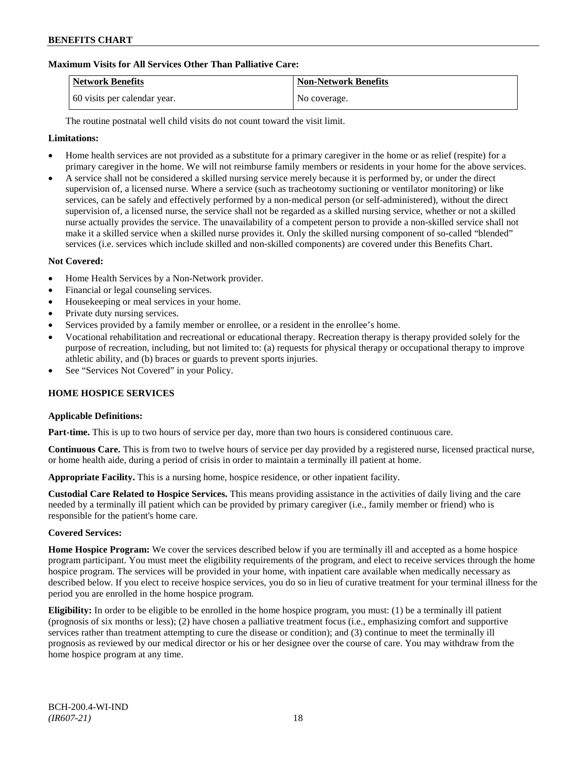**Maximum Visits for All Services Other Than Palliative Care:**

| Network Benefits | Non-Network Benefits |
|---|---|
| 60 visits per calendar year. | No coverage. |

The routine postnatal well child visits do not count toward the visit limit.

**Limitations:**

- Home health services are not provided as a substitute for a primary caregiver in the home or as relief (respite) for a primary caregiver in the home. We will not reimburse family members or residents in your home for the above services.
- A service shall not be considered a skilled nursing service merely because it is performed by, or under the direct supervision of, a licensed nurse. Where a service (such as tracheotomy suctioning or ventilator monitoring) or like services, can be safely and effectively performed by a non-medical person (or self-administered), without the direct supervision of, a licensed nurse, the service shall not be regarded as a skilled nursing service, whether or not a skilled nurse actually provides the service. The unavailability of a competent person to provide a non-skilled service shall not make it a skilled service when a skilled nurse provides it. Only the skilled nursing component of so-called "blended" services (i.e. services which include skilled and non-skilled components) are covered under this Benefits Chart.

**Not Covered:**

- Home Health Services by a Non-Network provider.
- Financial or legal counseling services.
- Housekeeping or meal services in your home.
- Private duty nursing services.
- Services provided by a family member or enrollee, or a resident in the enrollee's home.
- Vocational rehabilitation and recreational or educational therapy. Recreation therapy is therapy provided solely for the purpose of recreation, including, but not limited to: (a) requests for physical therapy or occupational therapy to improve athletic ability, and (b) braces or guards to prevent sports injuries.
- See "Services Not Covered" in your Policy.

## HOME HOSPICE SERVICES

**Applicable Definitions:**

**Part-time.** This is up to two hours of service per day, more than two hours is considered continuous care.

**Continuous Care.** This is from two to twelve hours of service per day provided by a registered nurse, licensed practical nurse, or home health aide, during a period of crisis in order to maintain a terminally ill patient at home.

**Appropriate Facility.** This is a nursing home, hospice residence, or other inpatient facility.

**Custodial Care Related to Hospice Services.** This means providing assistance in the activities of daily living and the care needed by a terminally ill patient which can be provided by primary caregiver (i.e., family member or friend) who is responsible for the patient's home care.

**Covered Services:**

**Home Hospice Program:** We cover the services described below if you are terminally ill and accepted as a home hospice program participant. You must meet the eligibility requirements of the program, and elect to receive services through the home hospice program. The services will be provided in your home, with inpatient care available when medically necessary as described below. If you elect to receive hospice services, you do so in lieu of curative treatment for your terminal illness for the period you are enrolled in the home hospice program.

**Eligibility:** In order to be eligible to be enrolled in the home hospice program, you must: (1) be a terminally ill patient (prognosis of six months or less); (2) have chosen a palliative treatment focus (i.e., emphasizing comfort and supportive services rather than treatment attempting to cure the disease or condition); and (3) continue to meet the terminally ill prognosis as reviewed by our medical director or his or her designee over the course of care. You may withdraw from the home hospice program at any time.

BCH-200.4-WI-IND
*(IR607-21)*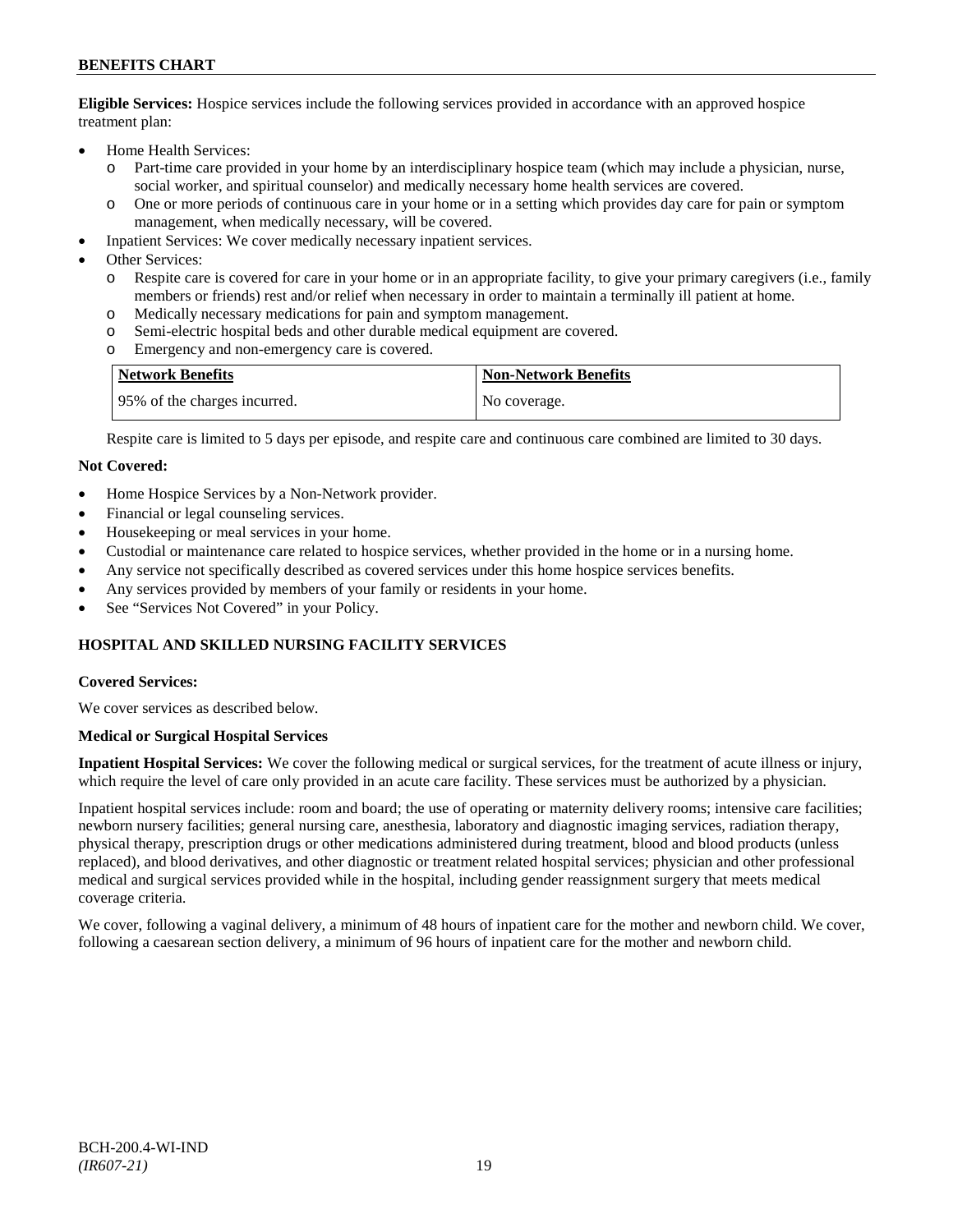**Eligible Services:** Hospice services include the following services provided in accordance with an approved hospice treatment plan:

- Home Health Services:
  - Part-time care provided in your home by an interdisciplinary hospice team (which may include a physician, nurse, social worker, and spiritual counselor) and medically necessary home health services are covered.
  - One or more periods of continuous care in your home or in a setting which provides day care for pain or symptom management, when medically necessary, will be covered.
- Inpatient Services: We cover medically necessary inpatient services.
- Other Services:
  - Respite care is covered for care in your home or in an appropriate facility, to give your primary caregivers (i.e., family members or friends) rest and/or relief when necessary in order to maintain a terminally ill patient at home.
  - Medically necessary medications for pain and symptom management.
  - Semi-electric hospital beds and other durable medical equipment are covered.
  - Emergency and non-emergency care is covered.

| Network Benefits | Non-Network Benefits |
|---|---|
| 95% of the charges incurred. | No coverage. |

Respite care is limited to 5 days per episode, and respite care and continuous care combined are limited to 30 days.

**Not Covered:**

- Home Hospice Services by a Non-Network provider.
- Financial or legal counseling services.
- Housekeeping or meal services in your home.
- Custodial or maintenance care related to hospice services, whether provided in the home or in a nursing home.
- Any service not specifically described as covered services under this home hospice services benefits.
- Any services provided by members of your family or residents in your home.
- See "Services Not Covered" in your Policy.

## HOSPITAL AND SKILLED NURSING FACILITY SERVICES

**Covered Services:**

We cover services as described below.

**Medical or Surgical Hospital Services**

**Inpatient Hospital Services:** We cover the following medical or surgical services, for the treatment of acute illness or injury, which require the level of care only provided in an acute care facility. These services must be authorized by a physician.

Inpatient hospital services include: room and board; the use of operating or maternity delivery rooms; intensive care facilities; newborn nursery facilities; general nursing care, anesthesia, laboratory and diagnostic imaging services, radiation therapy, physical therapy, prescription drugs or other medications administered during treatment, blood and blood products (unless replaced), and blood derivatives, and other diagnostic or treatment related hospital services; physician and other professional medical and surgical services provided while in the hospital, including gender reassignment surgery that meets medical coverage criteria.

We cover, following a vaginal delivery, a minimum of 48 hours of inpatient care for the mother and newborn child. We cover, following a caesarean section delivery, a minimum of 96 hours of inpatient care for the mother and newborn child.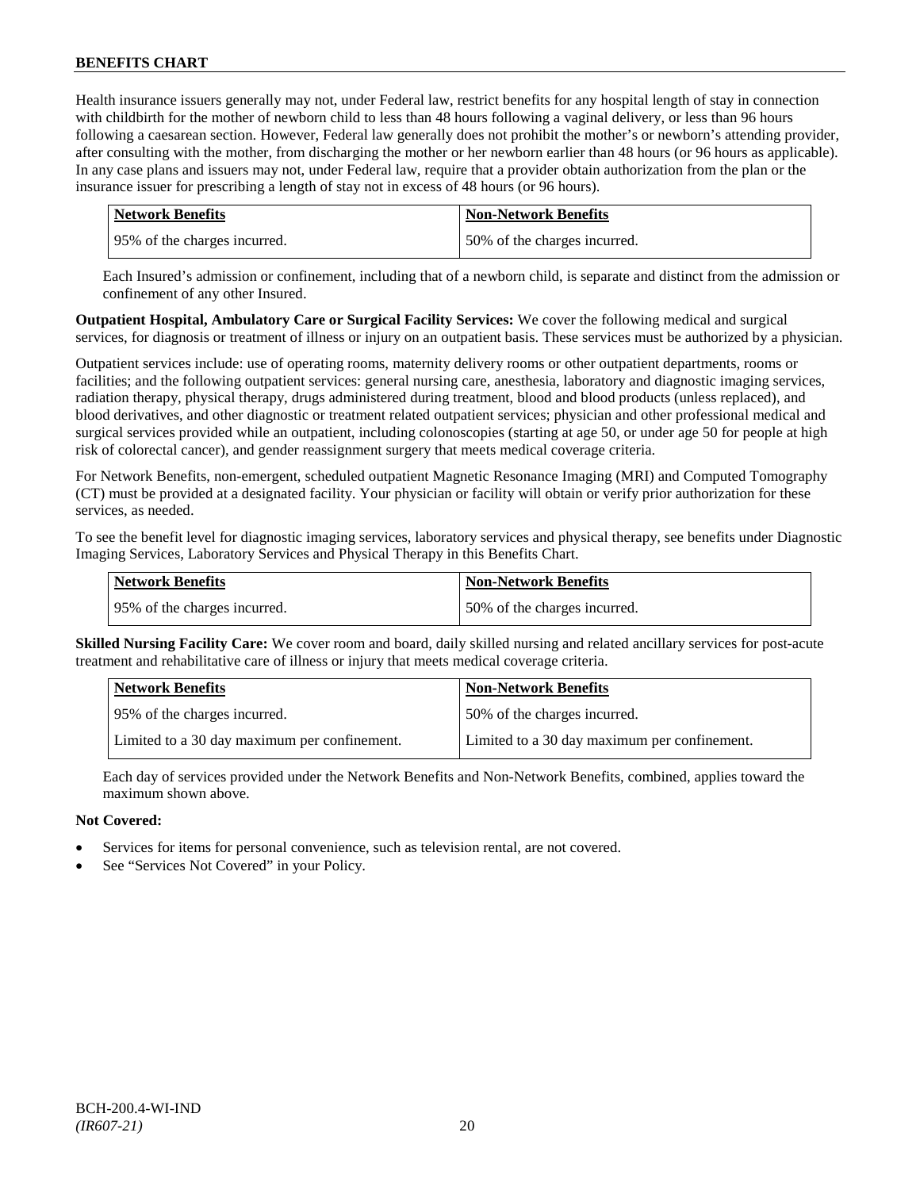Health insurance issuers generally may not, under Federal law, restrict benefits for any hospital length of stay in connection with childbirth for the mother of newborn child to less than 48 hours following a vaginal delivery, or less than 96 hours following a caesarean section. However, Federal law generally does not prohibit the mother's or newborn's attending provider, after consulting with the mother, from discharging the mother or her newborn earlier than 48 hours (or 96 hours as applicable). In any case plans and issuers may not, under Federal law, require that a provider obtain authorization from the plan or the insurance issuer for prescribing a length of stay not in excess of 48 hours (or 96 hours).

| Network Benefits | Non-Network Benefits |
|---|---|
| 95% of the charges incurred. | 50% of the charges incurred. |

Each Insured's admission or confinement, including that of a newborn child, is separate and distinct from the admission or confinement of any other Insured.

**Outpatient Hospital, Ambulatory Care or Surgical Facility Services:** We cover the following medical and surgical services, for diagnosis or treatment of illness or injury on an outpatient basis. These services must be authorized by a physician.

Outpatient services include: use of operating rooms, maternity delivery rooms or other outpatient departments, rooms or facilities; and the following outpatient services: general nursing care, anesthesia, laboratory and diagnostic imaging services, radiation therapy, physical therapy, drugs administered during treatment, blood and blood products (unless replaced), and blood derivatives, and other diagnostic or treatment related outpatient services; physician and other professional medical and surgical services provided while an outpatient, including colonoscopies (starting at age 50, or under age 50 for people at high risk of colorectal cancer), and gender reassignment surgery that meets medical coverage criteria.

For Network Benefits, non-emergent, scheduled outpatient Magnetic Resonance Imaging (MRI) and Computed Tomography (CT) must be provided at a designated facility. Your physician or facility will obtain or verify prior authorization for these services, as needed.

To see the benefit level for diagnostic imaging services, laboratory services and physical therapy, see benefits under Diagnostic Imaging Services, Laboratory Services and Physical Therapy in this Benefits Chart.

| Network Benefits | Non-Network Benefits |
|---|---|
| 95% of the charges incurred. | 50% of the charges incurred. |

**Skilled Nursing Facility Care:** We cover room and board, daily skilled nursing and related ancillary services for post-acute treatment and rehabilitative care of illness or injury that meets medical coverage criteria.

| Network Benefits | Non-Network Benefits |
|---|---|
| 95% of the charges incurred. | 50% of the charges incurred. |
| Limited to a 30 day maximum per confinement. | Limited to a 30 day maximum per confinement. |

Each day of services provided under the Network Benefits and Non-Network Benefits, combined, applies toward the maximum shown above.

**Not Covered:**

- Services for items for personal convenience, such as television rental, are not covered.
- See "Services Not Covered" in your Policy.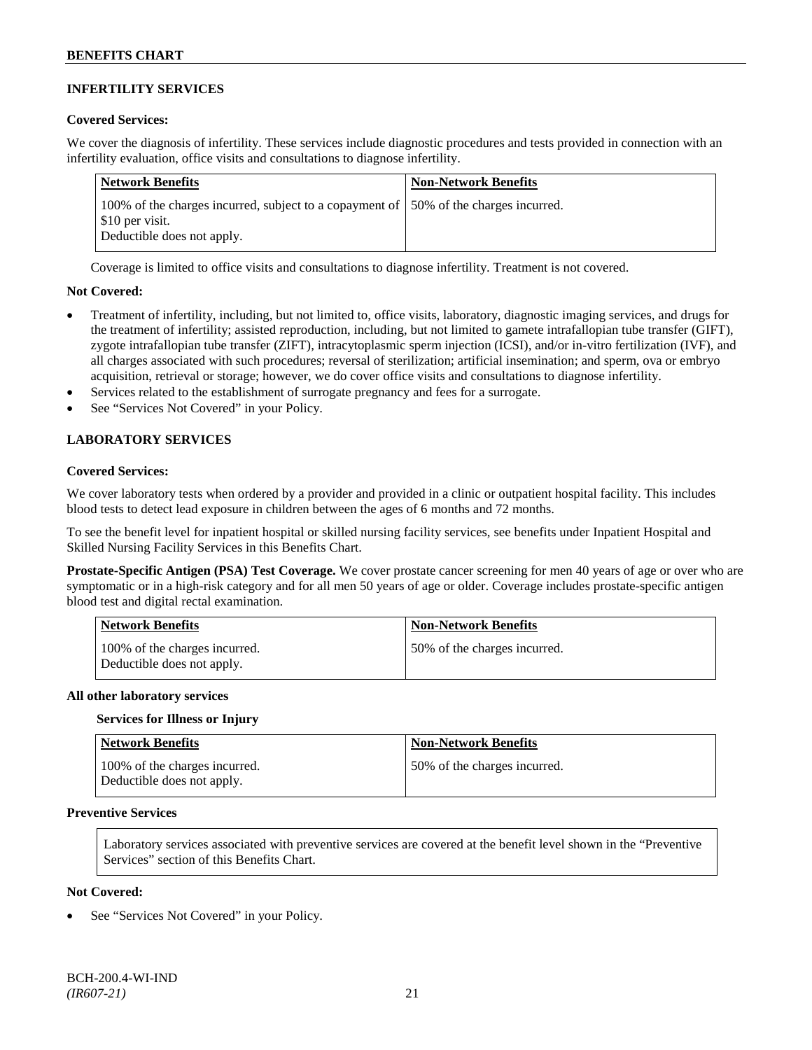## INFERTILITY SERVICES

**Covered Services:**

We cover the diagnosis of infertility. These services include diagnostic procedures and tests provided in connection with an infertility evaluation, office visits and consultations to diagnose infertility.

| Network Benefits | Non-Network Benefits |
|---|---|
| 100% of the charges incurred, subject to a copayment of $10 per visit. Deductible does not apply. | 50% of the charges incurred. |

Coverage is limited to office visits and consultations to diagnose infertility. Treatment is not covered.

**Not Covered:**

- Treatment of infertility, including, but not limited to, office visits, laboratory, diagnostic imaging services, and drugs for the treatment of infertility; assisted reproduction, including, but not limited to gamete intrafallopian tube transfer (GIFT), zygote intrafallopian tube transfer (ZIFT), intracytoplasmic sperm injection (ICSI), and/or in-vitro fertilization (IVF), and all charges associated with such procedures; reversal of sterilization; artificial insemination; and sperm, ova or embryo acquisition, retrieval or storage; however, we do cover office visits and consultations to diagnose infertility.
- Services related to the establishment of surrogate pregnancy and fees for a surrogate.
- See "Services Not Covered" in your Policy.

## LABORATORY SERVICES

**Covered Services:**

We cover laboratory tests when ordered by a provider and provided in a clinic or outpatient hospital facility. This includes blood tests to detect lead exposure in children between the ages of 6 months and 72 months.

To see the benefit level for inpatient hospital or skilled nursing facility services, see benefits under Inpatient Hospital and Skilled Nursing Facility Services in this Benefits Chart.

**Prostate-Specific Antigen (PSA) Test Coverage.** We cover prostate cancer screening for men 40 years of age or over who are symptomatic or in a high-risk category and for all men 50 years of age or older. Coverage includes prostate-specific antigen blood test and digital rectal examination.

| Network Benefits | Non-Network Benefits |
|---|---|
| 100% of the charges incurred. Deductible does not apply. | 50% of the charges incurred. |

**All other laboratory services**

**Services for Illness or Injury**

| Network Benefits | Non-Network Benefits |
|---|---|
| 100% of the charges incurred. Deductible does not apply. | 50% of the charges incurred. |

**Preventive Services**

Laboratory services associated with preventive services are covered at the benefit level shown in the "Preventive Services" section of this Benefits Chart.

**Not Covered:**

- See "Services Not Covered" in your Policy.

BCH-200.4-WI-IND
*(IR607-21)*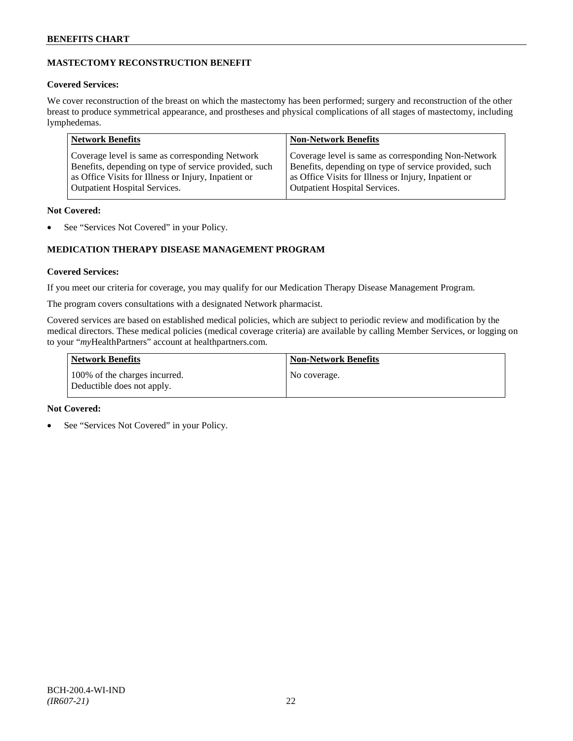## MASTECTOMY RECONSTRUCTION BENEFIT

**Covered Services:**

We cover reconstruction of the breast on which the mastectomy has been performed; surgery and reconstruction of the other breast to produce symmetrical appearance, and prostheses and physical complications of all stages of mastectomy, including lymphedemas.

| Network Benefits | Non-Network Benefits |
|---|---|
| Coverage level is same as corresponding Network Benefits, depending on type of service provided, such as Office Visits for Illness or Injury, Inpatient or Outpatient Hospital Services. | Coverage level is same as corresponding Non-Network Benefits, depending on type of service provided, such as Office Visits for Illness or Injury, Inpatient or Outpatient Hospital Services. |

**Not Covered:**

- See "Services Not Covered" in your Policy.

## MEDICATION THERAPY DISEASE MANAGEMENT PROGRAM

**Covered Services:**

If you meet our criteria for coverage, you may qualify for our Medication Therapy Disease Management Program.

The program covers consultations with a designated Network pharmacist.

Covered services are based on established medical policies, which are subject to periodic review and modification by the medical directors. These medical policies (medical coverage criteria) are available by calling Member Services, or logging on to your "*my*HealthPartners" account at healthpartners.com.

| Network Benefits | Non-Network Benefits |
|---|---|
| 100% of the charges incurred. Deductible does not apply. | No coverage. |

**Not Covered:**

- See "Services Not Covered" in your Policy.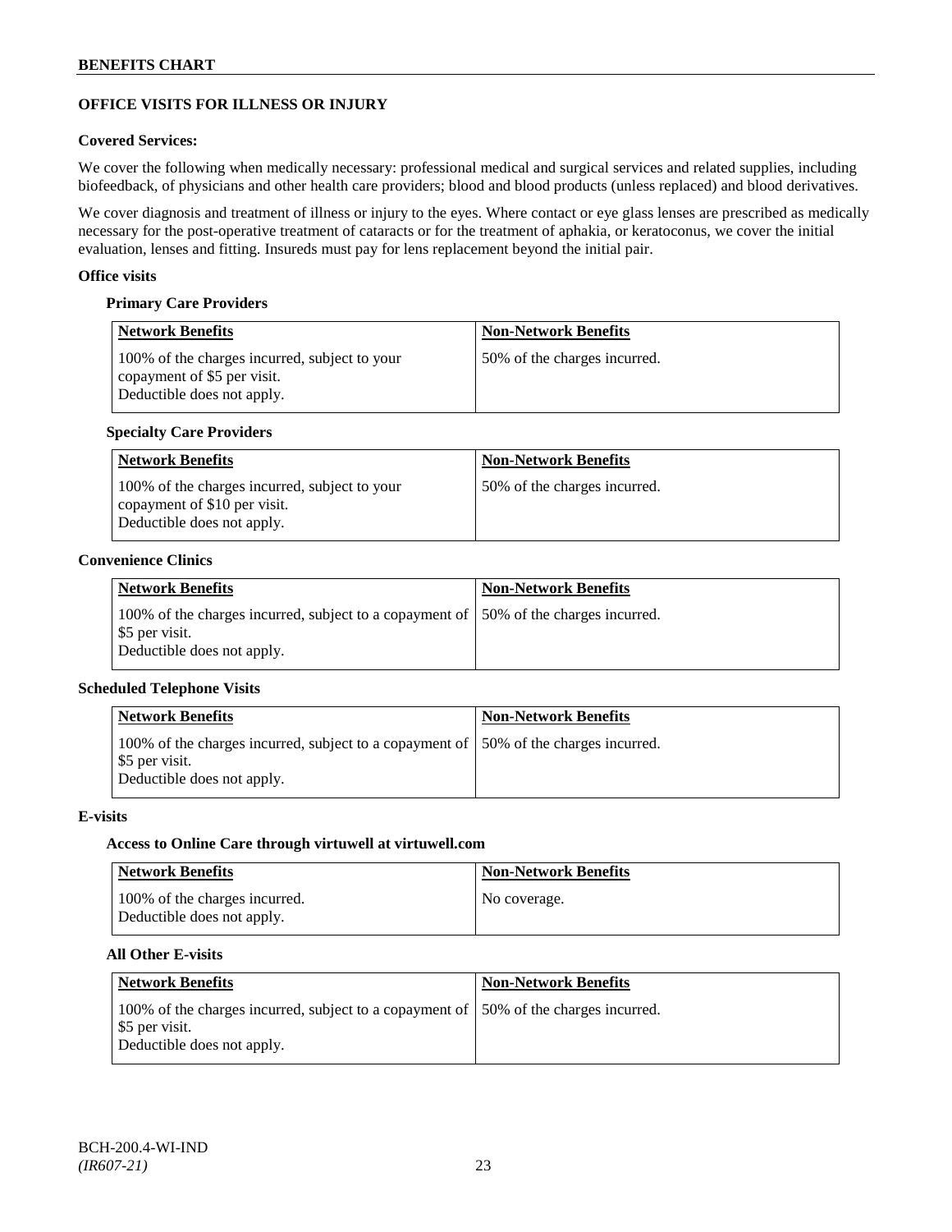## OFFICE VISITS FOR ILLNESS OR INJURY

### Covered Services:

We cover the following when medically necessary: professional medical and surgical services and related supplies, including biofeedback, of physicians and other health care providers; blood and blood products (unless replaced) and blood derivatives.

We cover diagnosis and treatment of illness or injury to the eyes. Where contact or eye glass lenses are prescribed as medically necessary for the post-operative treatment of cataracts or for the treatment of aphakia, or keratoconus, we cover the initial evaluation, lenses and fitting. Insureds must pay for lens replacement beyond the initial pair.

### Office visits

#### Primary Care Providers

| Network Benefits | Non-Network Benefits |
| --- | --- |
| 100% of the charges incurred, subject to your copayment of $5 per visit. Deductible does not apply. | 50% of the charges incurred. |

#### Specialty Care Providers

| Network Benefits | Non-Network Benefits |
| --- | --- |
| 100% of the charges incurred, subject to your copayment of $10 per visit. Deductible does not apply. | 50% of the charges incurred. |

### Convenience Clinics

| Network Benefits | Non-Network Benefits |
| --- | --- |
| 100% of the charges incurred, subject to a copayment of $5 per visit. Deductible does not apply. | 50% of the charges incurred. |

### Scheduled Telephone Visits

| Network Benefits | Non-Network Benefits |
| --- | --- |
| 100% of the charges incurred, subject to a copayment of $5 per visit. Deductible does not apply. | 50% of the charges incurred. |

### E-visits

#### Access to Online Care through virtuwell at virtuwell.com

| Network Benefits | Non-Network Benefits |
| --- | --- |
| 100% of the charges incurred. Deductible does not apply. | No coverage. |

#### All Other E-visits

| Network Benefits | Non-Network Benefits |
| --- | --- |
| 100% of the charges incurred, subject to a copayment of $5 per visit. Deductible does not apply. | 50% of the charges incurred. |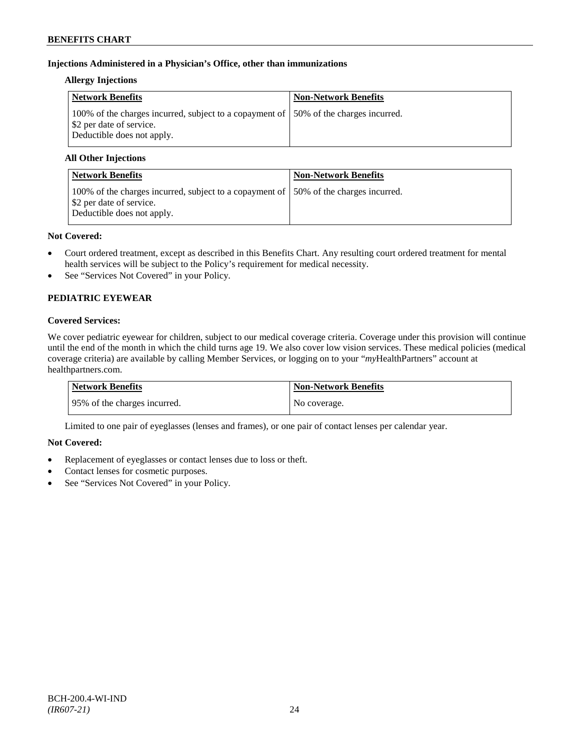**Injections Administered in a Physician's Office, other than immunizations**

**Allergy Injections**

| Network Benefits | Non-Network Benefits |
|---|---|
| 100% of the charges incurred, subject to a copayment of $2 per date of service. Deductible does not apply. | 50% of the charges incurred. |

**All Other Injections**

| Network Benefits | Non-Network Benefits |
|---|---|
| 100% of the charges incurred, subject to a copayment of $2 per date of service. Deductible does not apply. | 50% of the charges incurred. |

**Not Covered:**

- Court ordered treatment, except as described in this Benefits Chart. Any resulting court ordered treatment for mental health services will be subject to the Policy's requirement for medical necessity.
- See "Services Not Covered" in your Policy.

**PEDIATRIC EYEWEAR**

**Covered Services:**

We cover pediatric eyewear for children, subject to our medical coverage criteria. Coverage under this provision will continue until the end of the month in which the child turns age 19. We also cover low vision services. These medical policies (medical coverage criteria) are available by calling Member Services, or logging on to your "*my*HealthPartners" account at healthpartners.com.

| Network Benefits | Non-Network Benefits |
|---|---|
| 95% of the charges incurred. | No coverage. |

Limited to one pair of eyeglasses (lenses and frames), or one pair of contact lenses per calendar year.

**Not Covered:**

- Replacement of eyeglasses or contact lenses due to loss or theft.
- Contact lenses for cosmetic purposes.
- See "Services Not Covered" in your Policy.

BCH-200.4-WI-IND
*(IR607-21)*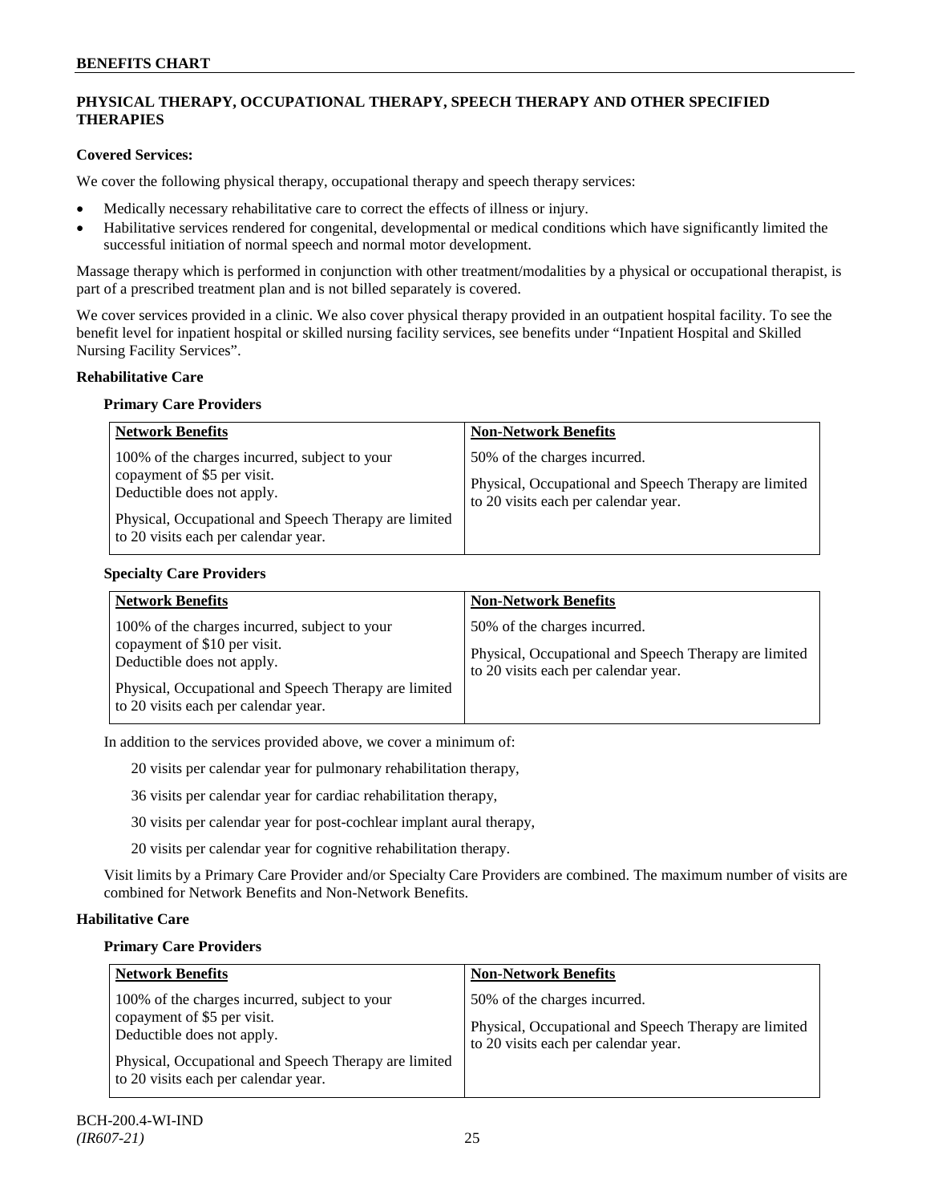## PHYSICAL THERAPY, OCCUPATIONAL THERAPY, SPEECH THERAPY AND OTHER SPECIFIED THERAPIES

**Covered Services:**

We cover the following physical therapy, occupational therapy and speech therapy services:

- Medically necessary rehabilitative care to correct the effects of illness or injury.
- Habilitative services rendered for congenital, developmental or medical conditions which have significantly limited the successful initiation of normal speech and normal motor development.

Massage therapy which is performed in conjunction with other treatment/modalities by a physical or occupational therapist, is part of a prescribed treatment plan and is not billed separately is covered.

We cover services provided in a clinic. We also cover physical therapy provided in an outpatient hospital facility. To see the benefit level for inpatient hospital or skilled nursing facility services, see benefits under "Inpatient Hospital and Skilled Nursing Facility Services".

**Rehabilitative Care**

**Primary Care Providers**

| Network Benefits | Non-Network Benefits |
|---|---|
| 100% of the charges incurred, subject to your copayment of $5 per visit. Deductible does not apply.<br><br>Physical, Occupational and Speech Therapy are limited to 20 visits each per calendar year. | 50% of the charges incurred.<br><br>Physical, Occupational and Speech Therapy are limited to 20 visits each per calendar year. |

**Specialty Care Providers**

| Network Benefits | Non-Network Benefits |
|---|---|
| 100% of the charges incurred, subject to your copayment of $10 per visit. Deductible does not apply.<br><br>Physical, Occupational and Speech Therapy are limited to 20 visits each per calendar year. | 50% of the charges incurred.<br><br>Physical, Occupational and Speech Therapy are limited to 20 visits each per calendar year. |

In addition to the services provided above, we cover a minimum of:

20 visits per calendar year for pulmonary rehabilitation therapy,

36 visits per calendar year for cardiac rehabilitation therapy,

30 visits per calendar year for post-cochlear implant aural therapy,

20 visits per calendar year for cognitive rehabilitation therapy.

Visit limits by a Primary Care Provider and/or Specialty Care Providers are combined. The maximum number of visits are combined for Network Benefits and Non-Network Benefits.

**Habilitative Care**

**Primary Care Providers**

| Network Benefits | Non-Network Benefits |
|---|---|
| 100% of the charges incurred, subject to your copayment of $5 per visit. Deductible does not apply.<br><br>Physical, Occupational and Speech Therapy are limited to 20 visits each per calendar year. | 50% of the charges incurred.<br><br>Physical, Occupational and Speech Therapy are limited to 20 visits each per calendar year. |

BCH-200.4-WI-IND
*(IR607-21)*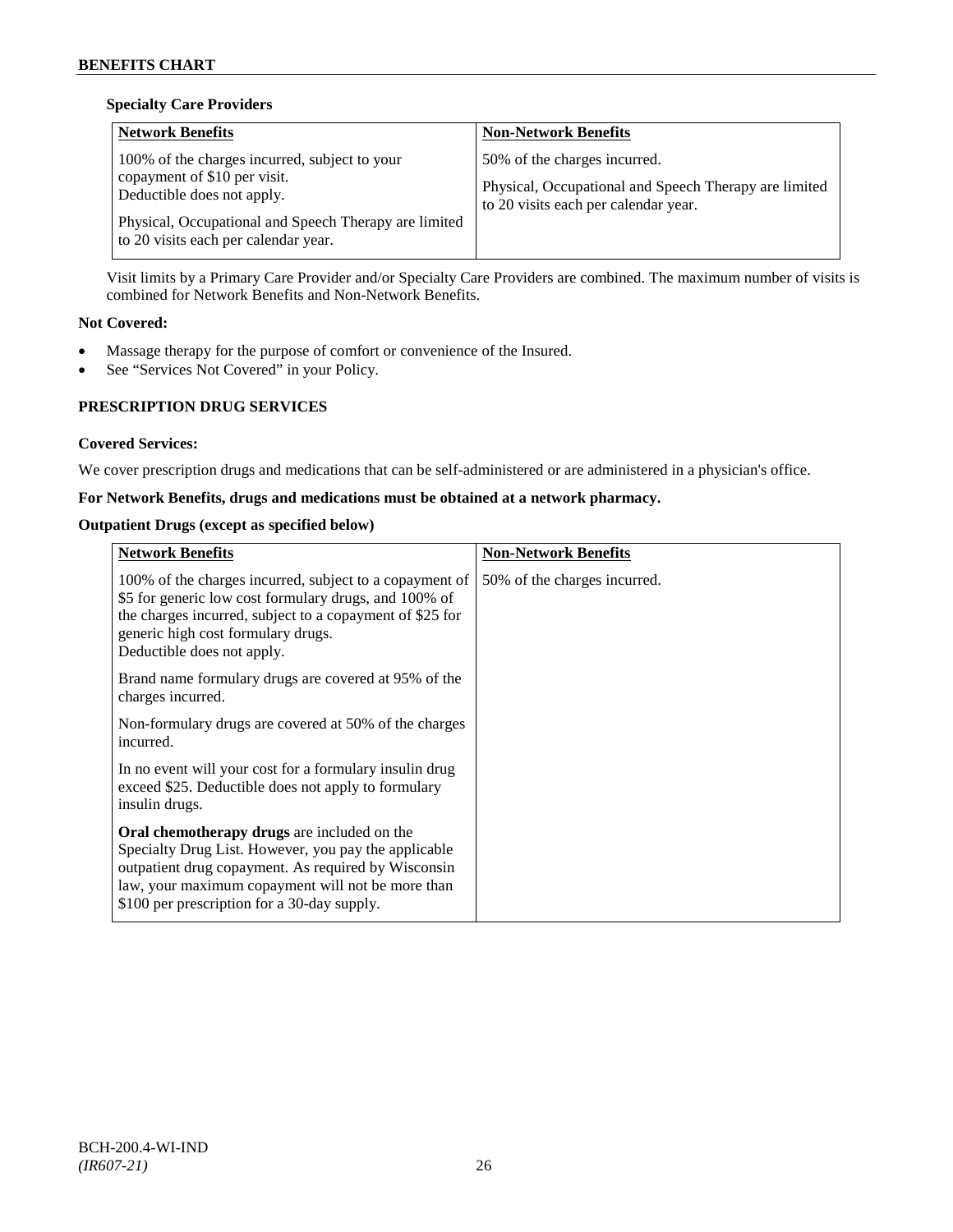**Specialty Care Providers**

| Network Benefits | Non-Network Benefits |
| --- | --- |
| 100% of the charges incurred, subject to your copayment of $10 per visit. Deductible does not apply.<br><br>Physical, Occupational and Speech Therapy are limited to 20 visits each per calendar year. | 50% of the charges incurred.<br><br>Physical, Occupational and Speech Therapy are limited to 20 visits each per calendar year. |

Visit limits by a Primary Care Provider and/or Specialty Care Providers are combined. The maximum number of visits is combined for Network Benefits and Non-Network Benefits.

**Not Covered:**

- Massage therapy for the purpose of comfort or convenience of the Insured.
- See "Services Not Covered" in your Policy.

**PRESCRIPTION DRUG SERVICES**

**Covered Services:**

We cover prescription drugs and medications that can be self-administered or are administered in a physician's office.

**For Network Benefits, drugs and medications must be obtained at a network pharmacy.**

**Outpatient Drugs (except as specified below)**

| Network Benefits | Non-Network Benefits |
| --- | --- |
| 100% of the charges incurred, subject to a copayment of $5 for generic low cost formulary drugs, and 100% of the charges incurred, subject to a copayment of $25 for generic high cost formulary drugs.<br>Deductible does not apply.<br><br>Brand name formulary drugs are covered at 95% of the charges incurred.<br><br>Non-formulary drugs are covered at 50% of the charges incurred.<br><br>In no event will your cost for a formulary insulin drug exceed $25. Deductible does not apply to formulary insulin drugs.<br><br>**Oral chemotherapy drugs** are included on the Specialty Drug List. However, you pay the applicable outpatient drug copayment. As required by Wisconsin law, your maximum copayment will not be more than $100 per prescription for a 30-day supply. | 50% of the charges incurred. |

BCH-200.4-WI-IND
*(IR607-21)*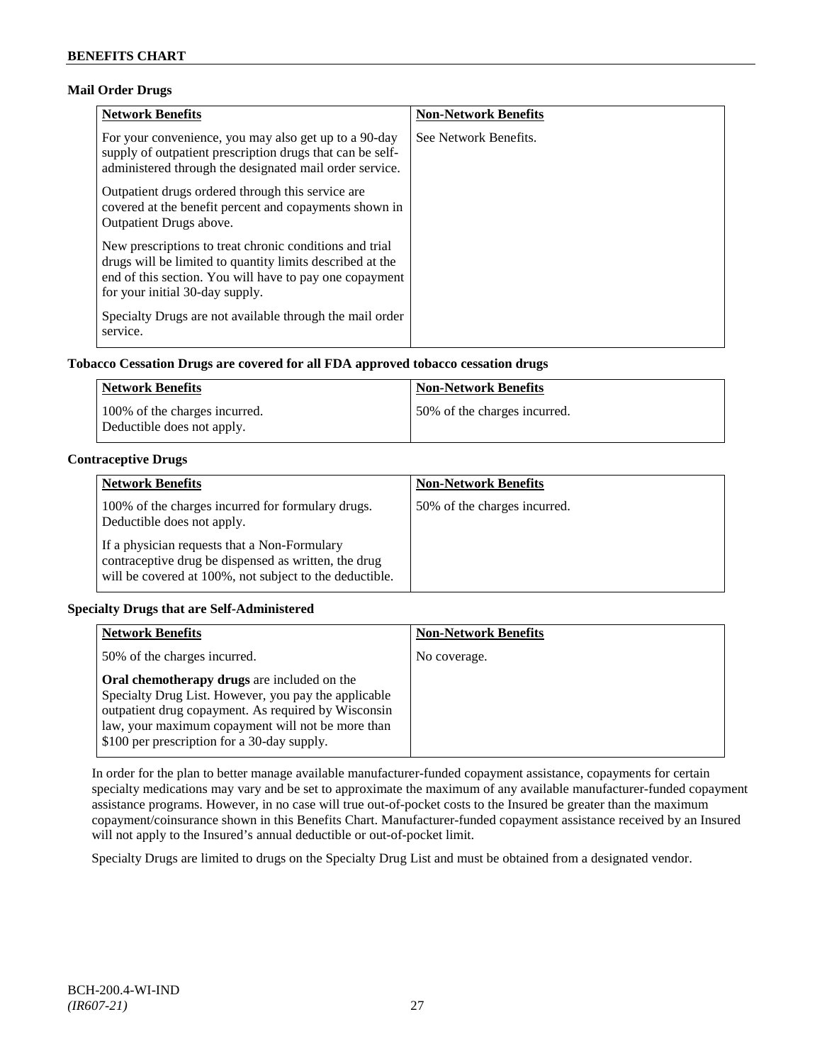### Mail Order Drugs

| Network Benefits | Non-Network Benefits |
|---|---|
| For your convenience, you may also get up to a 90-day supply of outpatient prescription drugs that can be self-administered through the designated mail order service.<br><br>Outpatient drugs ordered through this service are covered at the benefit percent and copayments shown in Outpatient Drugs above.<br><br>New prescriptions to treat chronic conditions and trial drugs will be limited to quantity limits described at the end of this section. You will have to pay one copayment for your initial 30-day supply.<br><br>Specialty Drugs are not available through the mail order service. | See Network Benefits. |

### Tobacco Cessation Drugs are covered for all FDA approved tobacco cessation drugs

| Network Benefits | Non-Network Benefits |
|---|---|
| 100% of the charges incurred.<br>Deductible does not apply. | 50% of the charges incurred. |

### Contraceptive Drugs

| Network Benefits | Non-Network Benefits |
|---|---|
| 100% of the charges incurred for formulary drugs. Deductible does not apply.<br><br>If a physician requests that a Non-Formulary contraceptive drug be dispensed as written, the drug will be covered at 100%, not subject to the deductible. | 50% of the charges incurred. |

### Specialty Drugs that are Self-Administered

| Network Benefits | Non-Network Benefits |
|---|---|
| 50% of the charges incurred.<br><br>**Oral chemotherapy drugs** are included on the Specialty Drug List. However, you pay the applicable outpatient drug copayment. As required by Wisconsin law, your maximum copayment will not be more than $100 per prescription for a 30-day supply. | No coverage. |

In order for the plan to better manage available manufacturer-funded copayment assistance, copayments for certain specialty medications may vary and be set to approximate the maximum of any available manufacturer-funded copayment assistance programs. However, in no case will true out-of-pocket costs to the Insured be greater than the maximum copayment/coinsurance shown in this Benefits Chart. Manufacturer-funded copayment assistance received by an Insured will not apply to the Insured's annual deductible or out-of-pocket limit.

Specialty Drugs are limited to drugs on the Specialty Drug List and must be obtained from a designated vendor.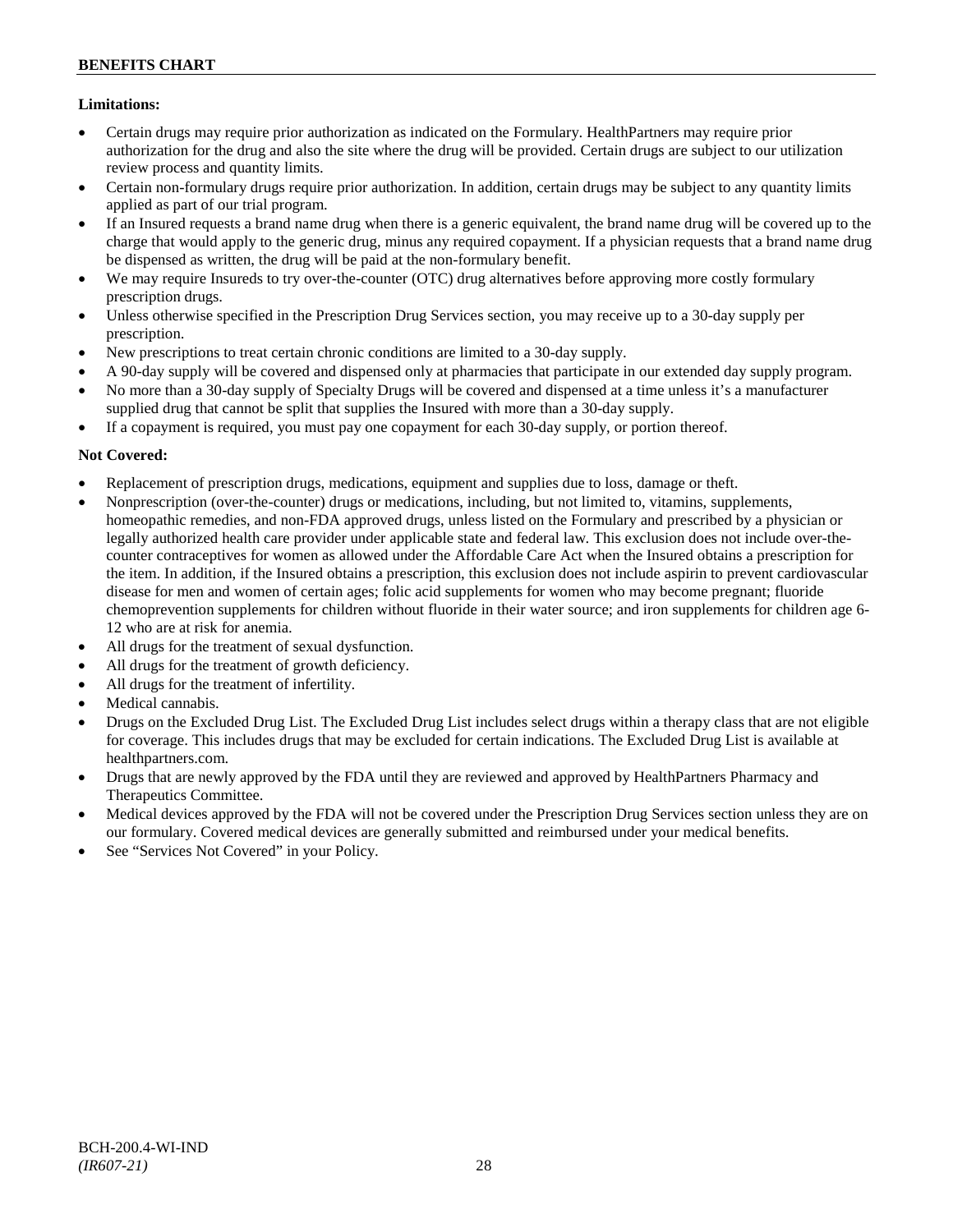**Limitations:**

- Certain drugs may require prior authorization as indicated on the Formulary. HealthPartners may require prior authorization for the drug and also the site where the drug will be provided. Certain drugs are subject to our utilization review process and quantity limits.
- Certain non-formulary drugs require prior authorization. In addition, certain drugs may be subject to any quantity limits applied as part of our trial program.
- If an Insured requests a brand name drug when there is a generic equivalent, the brand name drug will be covered up to the charge that would apply to the generic drug, minus any required copayment. If a physician requests that a brand name drug be dispensed as written, the drug will be paid at the non-formulary benefit.
- We may require Insureds to try over-the-counter (OTC) drug alternatives before approving more costly formulary prescription drugs.
- Unless otherwise specified in the Prescription Drug Services section, you may receive up to a 30-day supply per prescription.
- New prescriptions to treat certain chronic conditions are limited to a 30-day supply.
- A 90-day supply will be covered and dispensed only at pharmacies that participate in our extended day supply program.
- No more than a 30-day supply of Specialty Drugs will be covered and dispensed at a time unless it's a manufacturer supplied drug that cannot be split that supplies the Insured with more than a 30-day supply.
- If a copayment is required, you must pay one copayment for each 30-day supply, or portion thereof.

**Not Covered:**

- Replacement of prescription drugs, medications, equipment and supplies due to loss, damage or theft.
- Nonprescription (over-the-counter) drugs or medications, including, but not limited to, vitamins, supplements, homeopathic remedies, and non-FDA approved drugs, unless listed on the Formulary and prescribed by a physician or legally authorized health care provider under applicable state and federal law. This exclusion does not include over-the-counter contraceptives for women as allowed under the Affordable Care Act when the Insured obtains a prescription for the item. In addition, if the Insured obtains a prescription, this exclusion does not include aspirin to prevent cardiovascular disease for men and women of certain ages; folic acid supplements for women who may become pregnant; fluoride chemoprevention supplements for children without fluoride in their water source; and iron supplements for children age 6-12 who are at risk for anemia.
- All drugs for the treatment of sexual dysfunction.
- All drugs for the treatment of growth deficiency.
- All drugs for the treatment of infertility.
- Medical cannabis.
- Drugs on the Excluded Drug List. The Excluded Drug List includes select drugs within a therapy class that are not eligible for coverage. This includes drugs that may be excluded for certain indications. The Excluded Drug List is available at healthpartners.com.
- Drugs that are newly approved by the FDA until they are reviewed and approved by HealthPartners Pharmacy and Therapeutics Committee.
- Medical devices approved by the FDA will not be covered under the Prescription Drug Services section unless they are on our formulary. Covered medical devices are generally submitted and reimbursed under your medical benefits.
- See "Services Not Covered" in your Policy.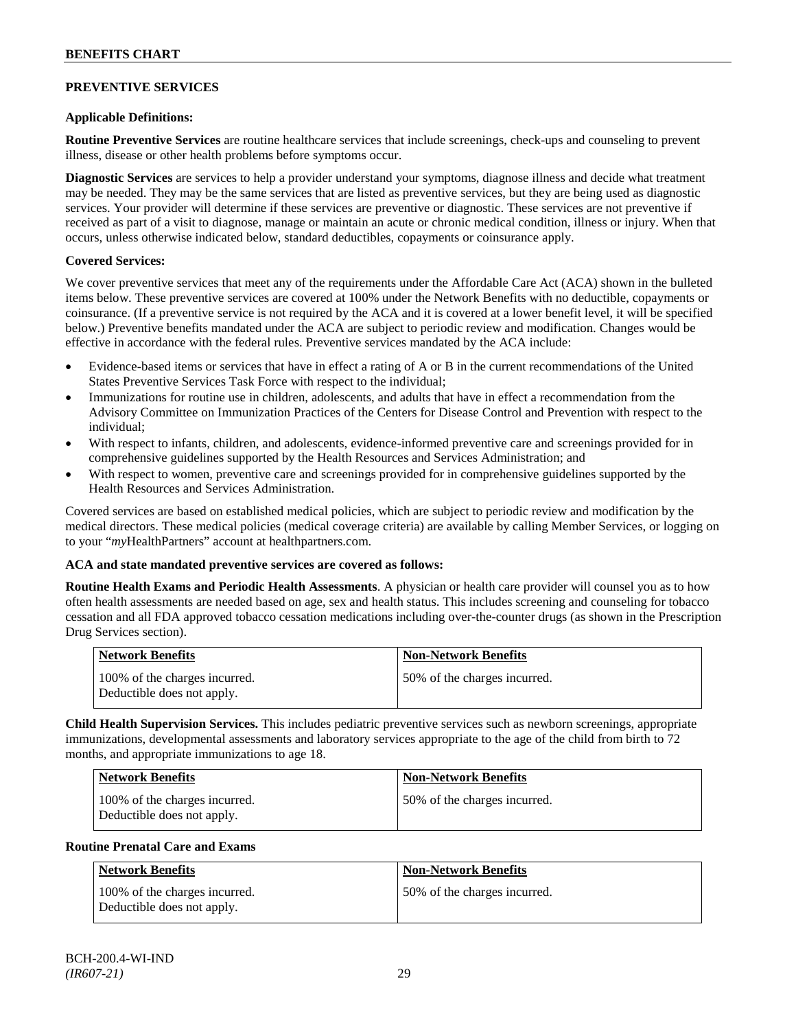## PREVENTIVE SERVICES

**Applicable Definitions:**

**Routine Preventive Services** are routine healthcare services that include screenings, check-ups and counseling to prevent illness, disease or other health problems before symptoms occur.

**Diagnostic Services** are services to help a provider understand your symptoms, diagnose illness and decide what treatment may be needed. They may be the same services that are listed as preventive services, but they are being used as diagnostic services. Your provider will determine if these services are preventive or diagnostic. These services are not preventive if received as part of a visit to diagnose, manage or maintain an acute or chronic medical condition, illness or injury. When that occurs, unless otherwise indicated below, standard deductibles, copayments or coinsurance apply.

**Covered Services:**

We cover preventive services that meet any of the requirements under the Affordable Care Act (ACA) shown in the bulleted items below. These preventive services are covered at 100% under the Network Benefits with no deductible, copayments or coinsurance. (If a preventive service is not required by the ACA and it is covered at a lower benefit level, it will be specified below.) Preventive benefits mandated under the ACA are subject to periodic review and modification. Changes would be effective in accordance with the federal rules. Preventive services mandated by the ACA include:

- Evidence-based items or services that have in effect a rating of A or B in the current recommendations of the United States Preventive Services Task Force with respect to the individual;
- Immunizations for routine use in children, adolescents, and adults that have in effect a recommendation from the Advisory Committee on Immunization Practices of the Centers for Disease Control and Prevention with respect to the individual;
- With respect to infants, children, and adolescents, evidence-informed preventive care and screenings provided for in comprehensive guidelines supported by the Health Resources and Services Administration; and
- With respect to women, preventive care and screenings provided for in comprehensive guidelines supported by the Health Resources and Services Administration.

Covered services are based on established medical policies, which are subject to periodic review and modification by the medical directors. These medical policies (medical coverage criteria) are available by calling Member Services, or logging on to your "*my*HealthPartners" account at healthpartners.com.

**ACA and state mandated preventive services are covered as follows:**

**Routine Health Exams and Periodic Health Assessments**. A physician or health care provider will counsel you as to how often health assessments are needed based on age, sex and health status. This includes screening and counseling for tobacco cessation and all FDA approved tobacco cessation medications including over-the-counter drugs (as shown in the Prescription Drug Services section).

| Network Benefits | Non-Network Benefits |
|---|---|
| 100% of the charges incurred. Deductible does not apply. | 50% of the charges incurred. |

**Child Health Supervision Services.** This includes pediatric preventive services such as newborn screenings, appropriate immunizations, developmental assessments and laboratory services appropriate to the age of the child from birth to 72 months, and appropriate immunizations to age 18.

| Network Benefits | Non-Network Benefits |
|---|---|
| 100% of the charges incurred. Deductible does not apply. | 50% of the charges incurred. |

**Routine Prenatal Care and Exams**

| Network Benefits | Non-Network Benefits |
|---|---|
| 100% of the charges incurred. Deductible does not apply. | 50% of the charges incurred. |

BCH-200.4-WI-IND
*(IR607-21)*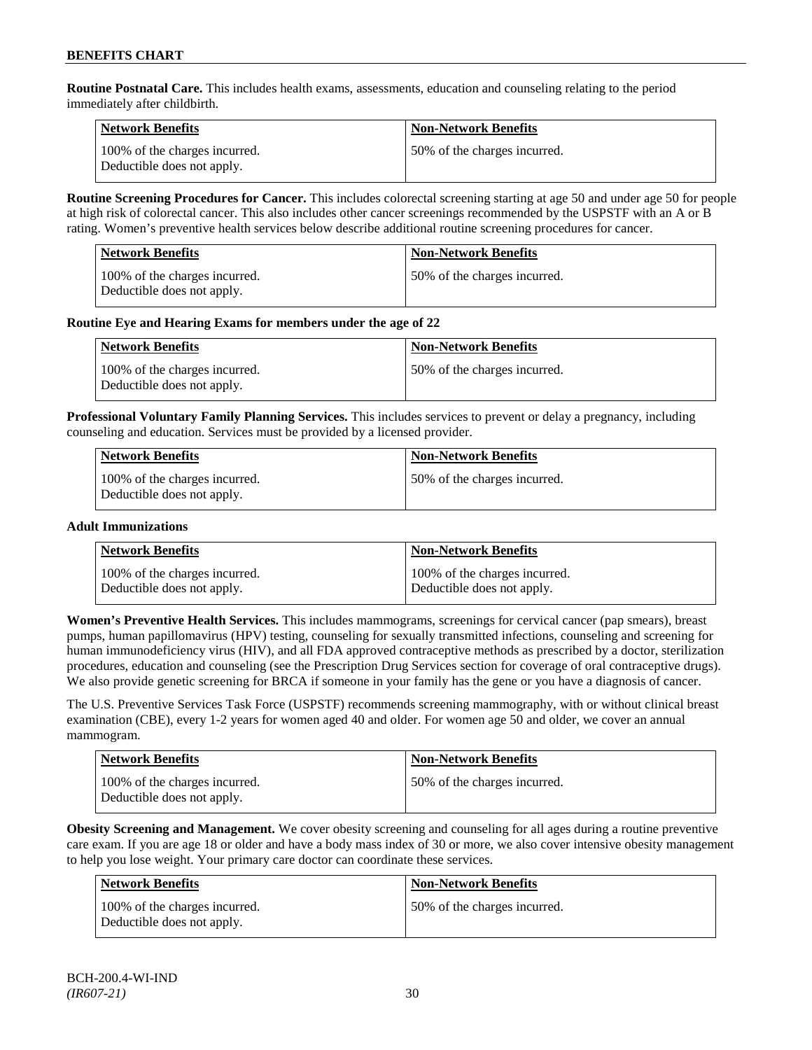**Routine Postnatal Care.** This includes health exams, assessments, education and counseling relating to the period immediately after childbirth.

| Network Benefits | Non-Network Benefits |
|---|---|
| 100% of the charges incurred. Deductible does not apply. | 50% of the charges incurred. |

**Routine Screening Procedures for Cancer.** This includes colorectal screening starting at age 50 and under age 50 for people at high risk of colorectal cancer. This also includes other cancer screenings recommended by the USPSTF with an A or B rating. Women's preventive health services below describe additional routine screening procedures for cancer.

| Network Benefits | Non-Network Benefits |
|---|---|
| 100% of the charges incurred. Deductible does not apply. | 50% of the charges incurred. |

**Routine Eye and Hearing Exams for members under the age of 22**

| Network Benefits | Non-Network Benefits |
|---|---|
| 100% of the charges incurred. Deductible does not apply. | 50% of the charges incurred. |

**Professional Voluntary Family Planning Services.** This includes services to prevent or delay a pregnancy, including counseling and education. Services must be provided by a licensed provider.

| Network Benefits | Non-Network Benefits |
|---|---|
| 100% of the charges incurred. Deductible does not apply. | 50% of the charges incurred. |

**Adult Immunizations**

| Network Benefits | Non-Network Benefits |
|---|---|
| 100% of the charges incurred. Deductible does not apply. | 100% of the charges incurred. Deductible does not apply. |

**Women's Preventive Health Services.** This includes mammograms, screenings for cervical cancer (pap smears), breast pumps, human papillomavirus (HPV) testing, counseling for sexually transmitted infections, counseling and screening for human immunodeficiency virus (HIV), and all FDA approved contraceptive methods as prescribed by a doctor, sterilization procedures, education and counseling (see the Prescription Drug Services section for coverage of oral contraceptive drugs). We also provide genetic screening for BRCA if someone in your family has the gene or you have a diagnosis of cancer.

The U.S. Preventive Services Task Force (USPSTF) recommends screening mammography, with or without clinical breast examination (CBE), every 1-2 years for women aged 40 and older. For women age 50 and older, we cover an annual mammogram.

| Network Benefits | Non-Network Benefits |
|---|---|
| 100% of the charges incurred. Deductible does not apply. | 50% of the charges incurred. |

**Obesity Screening and Management.** We cover obesity screening and counseling for all ages during a routine preventive care exam. If you are age 18 or older and have a body mass index of 30 or more, we also cover intensive obesity management to help you lose weight. Your primary care doctor can coordinate these services.

| Network Benefits | Non-Network Benefits |
|---|---|
| 100% of the charges incurred. Deductible does not apply. | 50% of the charges incurred. |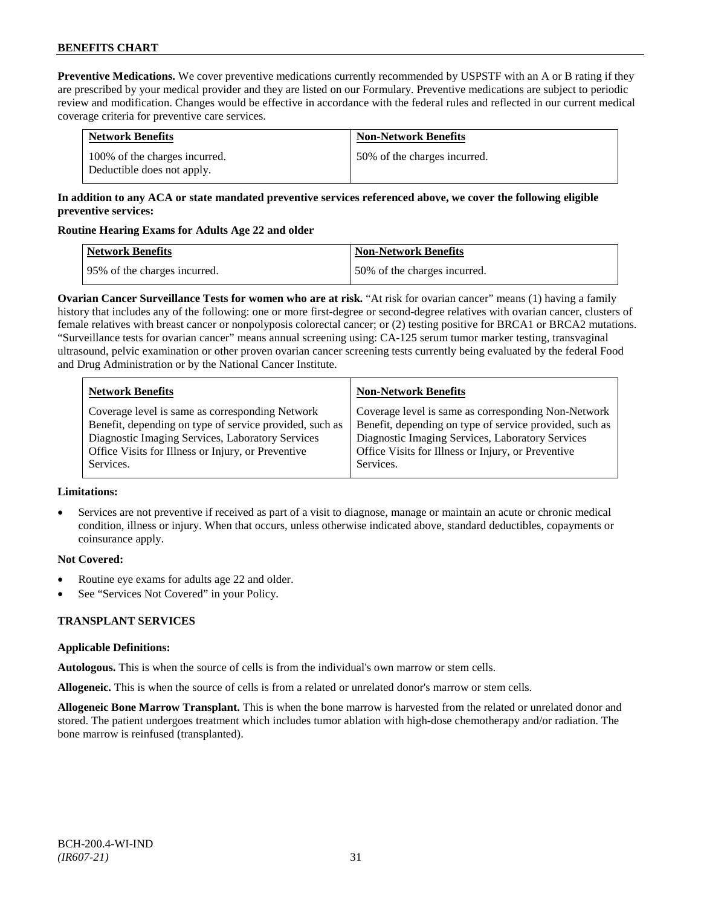**Preventive Medications.** We cover preventive medications currently recommended by USPSTF with an A or B rating if they are prescribed by your medical provider and they are listed on our Formulary. Preventive medications are subject to periodic review and modification. Changes would be effective in accordance with the federal rules and reflected in our current medical coverage criteria for preventive care services.

| Network Benefits | Non-Network Benefits |
|---|---|
| 100% of the charges incurred. Deductible does not apply. | 50% of the charges incurred. |

**In addition to any ACA or state mandated preventive services referenced above, we cover the following eligible preventive services:**

**Routine Hearing Exams for Adults Age 22 and older**

| Network Benefits | Non-Network Benefits |
|---|---|
| 95% of the charges incurred. | 50% of the charges incurred. |

**Ovarian Cancer Surveillance Tests for women who are at risk.** "At risk for ovarian cancer" means (1) having a family history that includes any of the following: one or more first-degree or second-degree relatives with ovarian cancer, clusters of female relatives with breast cancer or nonpolyposis colorectal cancer; or (2) testing positive for BRCA1 or BRCA2 mutations. "Surveillance tests for ovarian cancer" means annual screening using: CA-125 serum tumor marker testing, transvaginal ultrasound, pelvic examination or other proven ovarian cancer screening tests currently being evaluated by the federal Food and Drug Administration or by the National Cancer Institute.

| Network Benefits | Non-Network Benefits |
|---|---|
| Coverage level is same as corresponding Network Benefit, depending on type of service provided, such as Diagnostic Imaging Services, Laboratory Services Office Visits for Illness or Injury, or Preventive Services. | Coverage level is same as corresponding Non-Network Benefit, depending on type of service provided, such as Diagnostic Imaging Services, Laboratory Services Office Visits for Illness or Injury, or Preventive Services. |

**Limitations:**

- Services are not preventive if received as part of a visit to diagnose, manage or maintain an acute or chronic medical condition, illness or injury. When that occurs, unless otherwise indicated above, standard deductibles, copayments or coinsurance apply.

**Not Covered:**

- Routine eye exams for adults age 22 and older.
- See "Services Not Covered" in your Policy.

## TRANSPLANT SERVICES

**Applicable Definitions:**

**Autologous.** This is when the source of cells is from the individual's own marrow or stem cells.

**Allogeneic.** This is when the source of cells is from a related or unrelated donor's marrow or stem cells.

**Allogeneic Bone Marrow Transplant.** This is when the bone marrow is harvested from the related or unrelated donor and stored. The patient undergoes treatment which includes tumor ablation with high-dose chemotherapy and/or radiation. The bone marrow is reinfused (transplanted).

BCH-200.4-WI-IND
*(IR607-21)*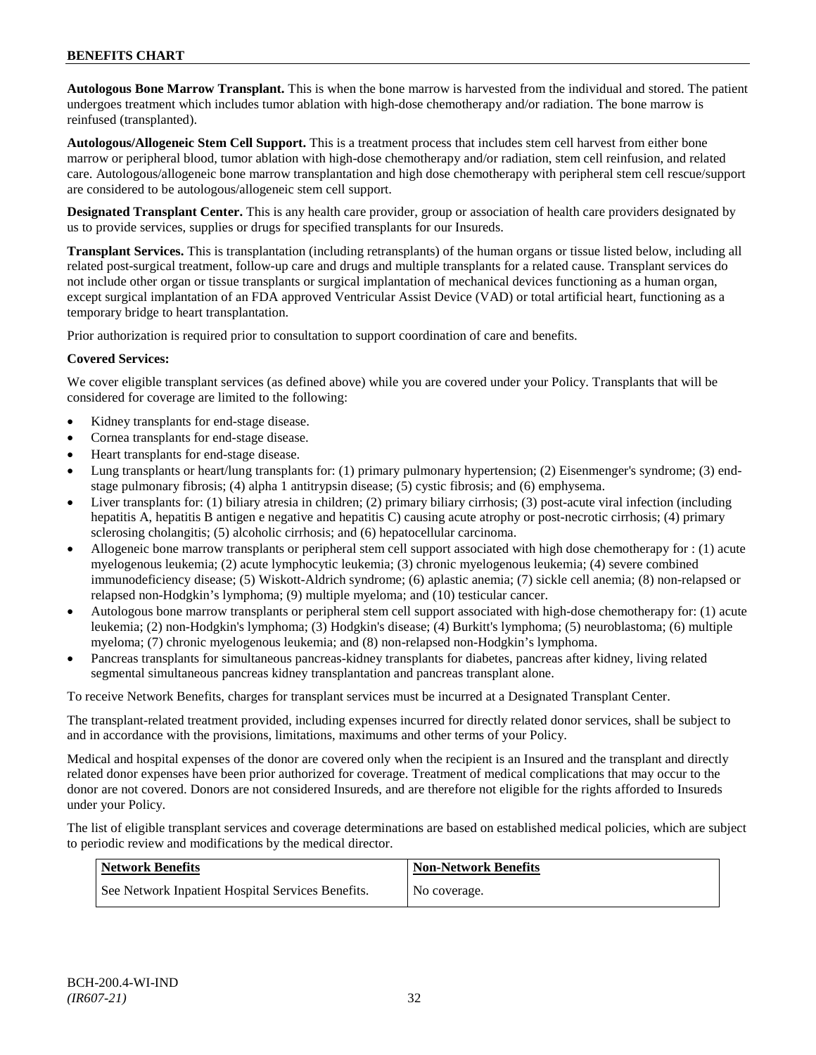**Autologous Bone Marrow Transplant.** This is when the bone marrow is harvested from the individual and stored. The patient undergoes treatment which includes tumor ablation with high-dose chemotherapy and/or radiation. The bone marrow is reinfused (transplanted).

**Autologous/Allogeneic Stem Cell Support.** This is a treatment process that includes stem cell harvest from either bone marrow or peripheral blood, tumor ablation with high-dose chemotherapy and/or radiation, stem cell reinfusion, and related care. Autologous/allogeneic bone marrow transplantation and high dose chemotherapy with peripheral stem cell rescue/support are considered to be autologous/allogeneic stem cell support.

**Designated Transplant Center.** This is any health care provider, group or association of health care providers designated by us to provide services, supplies or drugs for specified transplants for our Insureds.

**Transplant Services.** This is transplantation (including retransplants) of the human organs or tissue listed below, including all related post-surgical treatment, follow-up care and drugs and multiple transplants for a related cause. Transplant services do not include other organ or tissue transplants or surgical implantation of mechanical devices functioning as a human organ, except surgical implantation of an FDA approved Ventricular Assist Device (VAD) or total artificial heart, functioning as a temporary bridge to heart transplantation.

Prior authorization is required prior to consultation to support coordination of care and benefits.

**Covered Services:**

We cover eligible transplant services (as defined above) while you are covered under your Policy. Transplants that will be considered for coverage are limited to the following:

- Kidney transplants for end-stage disease.
- Cornea transplants for end-stage disease.
- Heart transplants for end-stage disease.
- Lung transplants or heart/lung transplants for: (1) primary pulmonary hypertension; (2) Eisenmenger's syndrome; (3) end-stage pulmonary fibrosis; (4) alpha 1 antitrypsin disease; (5) cystic fibrosis; and (6) emphysema.
- Liver transplants for: (1) biliary atresia in children; (2) primary biliary cirrhosis; (3) post-acute viral infection (including hepatitis A, hepatitis B antigen e negative and hepatitis C) causing acute atrophy or post-necrotic cirrhosis; (4) primary sclerosing cholangitis; (5) alcoholic cirrhosis; and (6) hepatocellular carcinoma.
- Allogeneic bone marrow transplants or peripheral stem cell support associated with high dose chemotherapy for : (1) acute myelogenous leukemia; (2) acute lymphocytic leukemia; (3) chronic myelogenous leukemia; (4) severe combined immunodeficiency disease; (5) Wiskott-Aldrich syndrome; (6) aplastic anemia; (7) sickle cell anemia; (8) non-relapsed or relapsed non-Hodgkin's lymphoma; (9) multiple myeloma; and (10) testicular cancer.
- Autologous bone marrow transplants or peripheral stem cell support associated with high-dose chemotherapy for: (1) acute leukemia; (2) non-Hodgkin's lymphoma; (3) Hodgkin's disease; (4) Burkitt's lymphoma; (5) neuroblastoma; (6) multiple myeloma; (7) chronic myelogenous leukemia; and (8) non-relapsed non-Hodgkin's lymphoma.
- Pancreas transplants for simultaneous pancreas-kidney transplants for diabetes, pancreas after kidney, living related segmental simultaneous pancreas kidney transplantation and pancreas transplant alone.

To receive Network Benefits, charges for transplant services must be incurred at a Designated Transplant Center.

The transplant-related treatment provided, including expenses incurred for directly related donor services, shall be subject to and in accordance with the provisions, limitations, maximums and other terms of your Policy.

Medical and hospital expenses of the donor are covered only when the recipient is an Insured and the transplant and directly related donor expenses have been prior authorized for coverage. Treatment of medical complications that may occur to the donor are not covered. Donors are not considered Insureds, and are therefore not eligible for the rights afforded to Insureds under your Policy.

The list of eligible transplant services and coverage determinations are based on established medical policies, which are subject to periodic review and modifications by the medical director.

| Network Benefits | Non-Network Benefits |
|---|---|
| See Network Inpatient Hospital Services Benefits. | No coverage. |

BCH-200.4-WI-IND
*(IR607-21)*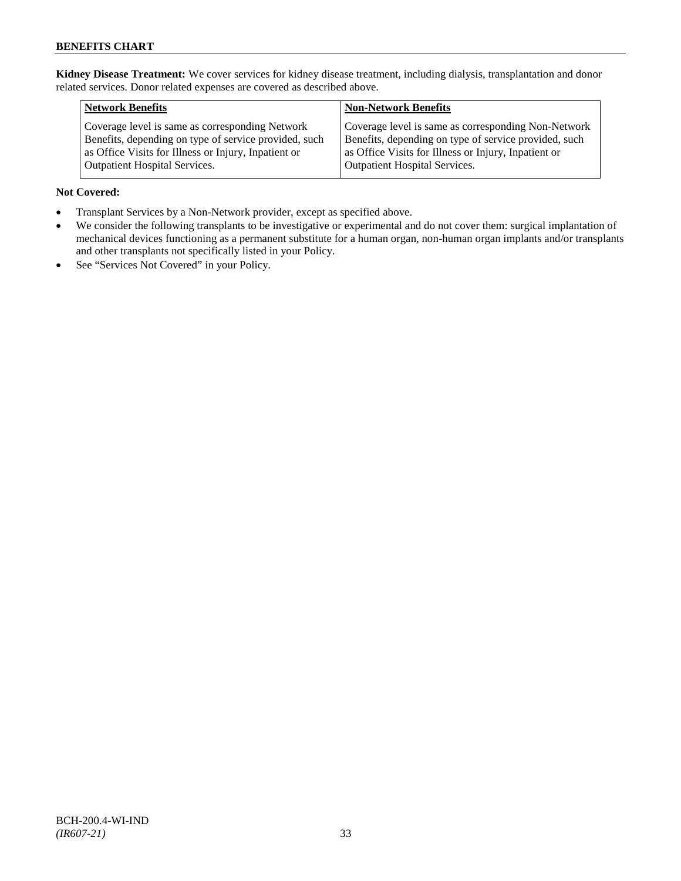**Kidney Disease Treatment:** We cover services for kidney disease treatment, including dialysis, transplantation and donor related services. Donor related expenses are covered as described above.

| Network Benefits | Non-Network Benefits |
|---|---|
| Coverage level is same as corresponding Network Benefits, depending on type of service provided, such as Office Visits for Illness or Injury, Inpatient or Outpatient Hospital Services. | Coverage level is same as corresponding Non-Network Benefits, depending on type of service provided, such as Office Visits for Illness or Injury, Inpatient or Outpatient Hospital Services. |

**Not Covered:**

- Transplant Services by a Non-Network provider, except as specified above.
- We consider the following transplants to be investigative or experimental and do not cover them: surgical implantation of mechanical devices functioning as a permanent substitute for a human organ, non-human organ implants and/or transplants and other transplants not specifically listed in your Policy.
- See "Services Not Covered" in your Policy.

BCH-200.4-WI-IND
*(IR607-21)*